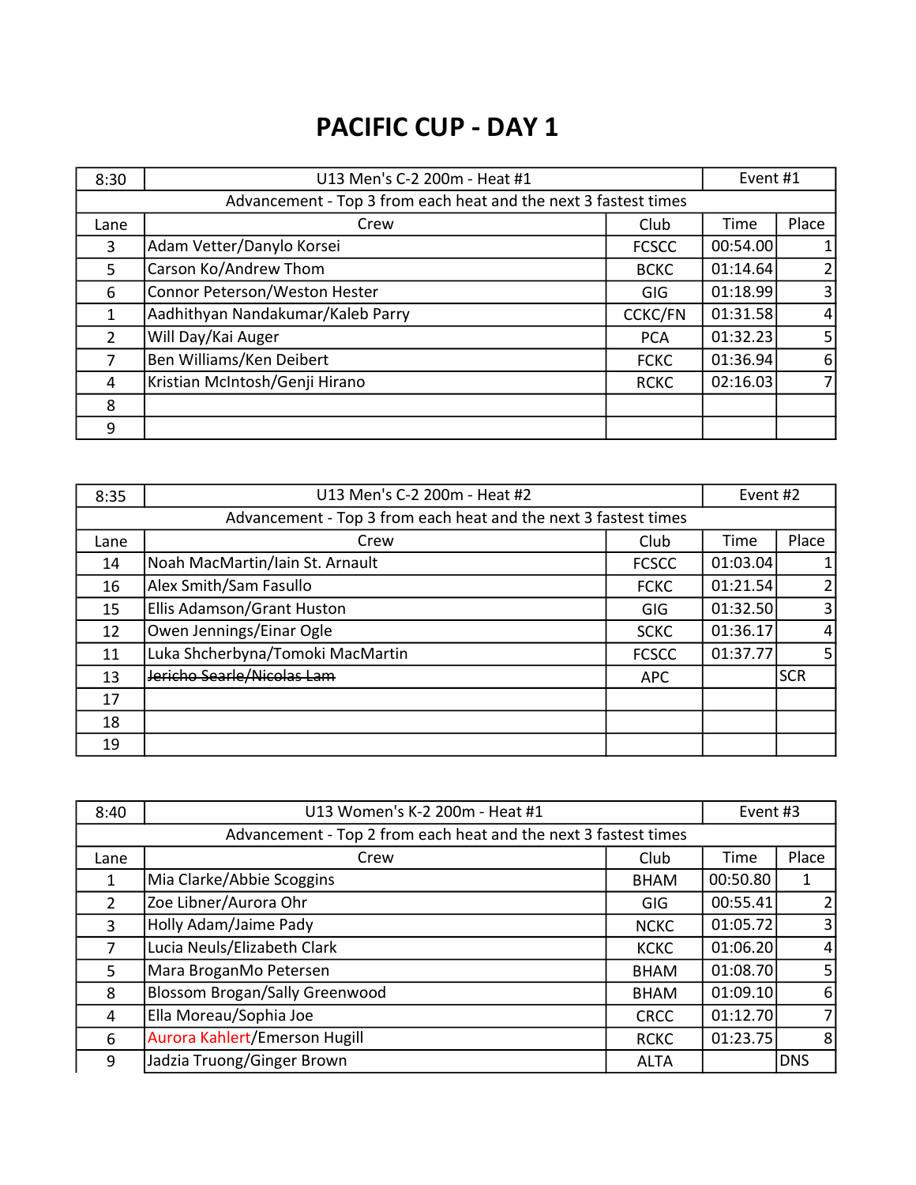# PACIFIC CUP - DAY 1

| 8:30 | U13 Men's C-2 200m - Heat #1 | | Event #1 | |
|---|---|---|---|---|
| Advancement - Top 3 from each heat and the next 3 fastest times | | | | |
| Lane | Crew | Club | Time | Place |
| 3 | Adam Vetter/Danylo Korsei | FCSCC | 00:54.00 | 1 |
| 5 | Carson Ko/Andrew Thom | BCKC | 01:14.64 | 2 |
| 6 | Connor Peterson/Weston Hester | GIG | 01:18.99 | 3 |
| 1 | Aadhithyan Nandakumar/Kaleb Parry | CCKC/FN | 01:31.58 | 4 |
| 2 | Will Day/Kai Auger | PCA | 01:32.23 | 5 |
| 7 | Ben Williams/Ken Deibert | FCKC | 01:36.94 | 6 |
| 4 | Kristian McIntosh/Genji Hirano | RCKC | 02:16.03 | 7 |
| 8 | | | | |
| 9 | | | | |

| 8:35 | U13 Men's C-2 200m - Heat #2 | | Event #2 | |
|---|---|---|---|---|
| Advancement - Top 3 from each heat and the next 3 fastest times | | | | |
| Lane | Crew | Club | Time | Place |
| 14 | Noah MacMartin/Iain St. Arnault | FCSCC | 01:03.04 | 1 |
| 16 | Alex Smith/Sam Fasullo | FCKC | 01:21.54 | 2 |
| 15 | Ellis Adamson/Grant Huston | GIG | 01:32.50 | 3 |
| 12 | Owen Jennings/Einar Ogle | SCKC | 01:36.17 | 4 |
| 11 | Luka Shcherbyna/Tomoki MacMartin | FCSCC | 01:37.77 | 5 |
| 13 | ~~Jericho Searle/Nicolas Lam~~ | APC | | SCR |
| 17 | | | | |
| 18 | | | | |
| 19 | | | | |

| 8:40 | U13 Women's K-2 200m - Heat #1 | | Event #3 | |
|---|---|---|---|---|
| Advancement - Top 2 from each heat and the next 3 fastest times | | | | |
| Lane | Crew | Club | Time | Place |
| 1 | Mia Clarke/Abbie Scoggins | BHAM | 00:50.80 | 1 |
| 2 | Zoe Libner/Aurora Ohr | GIG | 00:55.41 | 2 |
| 3 | Holly Adam/Jaime Pady | NCKC | 01:05.72 | 3 |
| 7 | Lucia Neuls/Elizabeth Clark | KCKC | 01:06.20 | 4 |
| 5 | Mara BroganMo Petersen | BHAM | 01:08.70 | 5 |
| 8 | Blossom Brogan/Sally Greenwood | BHAM | 01:09.10 | 6 |
| 4 | Ella Moreau/Sophia Joe | CRCC | 01:12.70 | 7 |
| 6 | Aurora Kahlert/Emerson Hugill | RCKC | 01:23.75 | 8 |
| 9 | Jadzia Truong/Ginger Brown | ALTA | | DNS |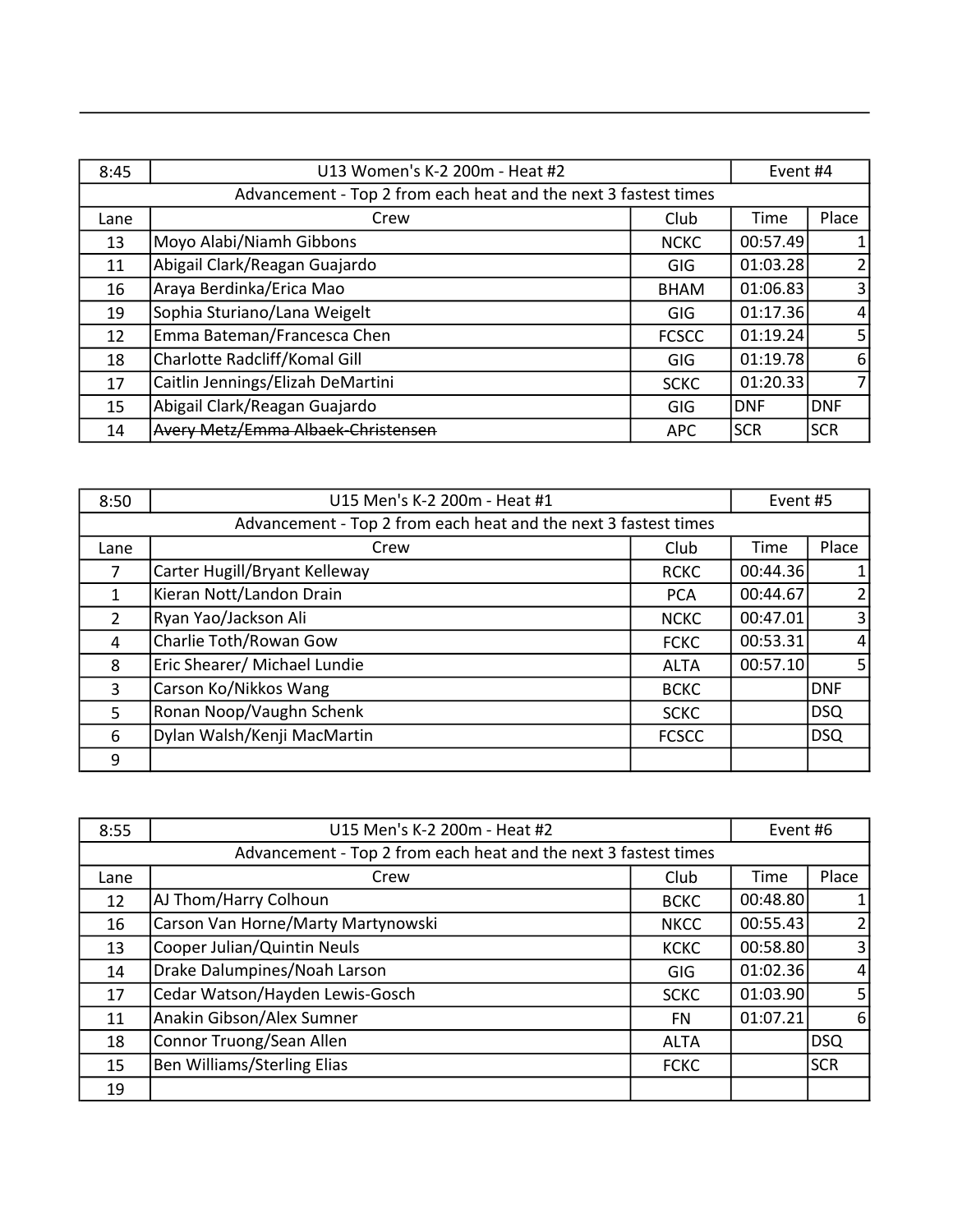| 8:45 | U13 Women's K-2 200m - Heat #2 | | Event #4 | |
| --- | --- | --- | --- | --- |
| Advancement - Top 2 from each heat and the next 3 fastest times | | | | |
| Lane | Crew | Club | Time | Place |
| 13 | Moyo Alabi/Niamh Gibbons | NCKC | 00:57.49 | 1 |
| 11 | Abigail Clark/Reagan Guajardo | GIG | 01:03.28 | 2 |
| 16 | Araya Berdinka/Erica Mao | BHAM | 01:06.83 | 3 |
| 19 | Sophia Sturiano/Lana Weigelt | GIG | 01:17.36 | 4 |
| 12 | Emma Bateman/Francesca Chen | FCSCC | 01:19.24 | 5 |
| 18 | Charlotte Radcliff/Komal Gill | GIG | 01:19.78 | 6 |
| 17 | Caitlin Jennings/Elizah DeMartini | SCKC | 01:20.33 | 7 |
| 15 | Abigail Clark/Reagan Guajardo | GIG | DNF | DNF |
| 14 | ~~Avery Metz/Emma Albaek-Christensen~~ | APC | SCR | SCR |

| 8:50 | U15 Men's K-2 200m - Heat #1 | | Event #5 | |
| --- | --- | --- | --- | --- |
| Advancement - Top 2 from each heat and the next 3 fastest times | | | | |
| Lane | Crew | Club | Time | Place |
| 7 | Carter Hugill/Bryant Kelleway | RCKC | 00:44.36 | 1 |
| 1 | Kieran Nott/Landon Drain | PCA | 00:44.67 | 2 |
| 2 | Ryan Yao/Jackson Ali | NCKC | 00:47.01 | 3 |
| 4 | Charlie Toth/Rowan Gow | FCKC | 00:53.31 | 4 |
| 8 | Eric Shearer/ Michael Lundie | ALTA | 00:57.10 | 5 |
| 3 | Carson Ko/Nikkos Wang | BCKC | | DNF |
| 5 | Ronan Noop/Vaughn Schenk | SCKC | | DSQ |
| 6 | Dylan Walsh/Kenji MacMartin | FCSCC | | DSQ |
| 9 | | | | |

| 8:55 | U15 Men's K-2 200m - Heat #2 | | Event #6 | |
| --- | --- | --- | --- | --- |
| Advancement - Top 2 from each heat and the next 3 fastest times | | | | |
| Lane | Crew | Club | Time | Place |
| 12 | AJ Thom/Harry Colhoun | BCKC | 00:48.80 | 1 |
| 16 | Carson Van Horne/Marty Martynowski | NKCC | 00:55.43 | 2 |
| 13 | Cooper Julian/Quintin Neuls | KCKC | 00:58.80 | 3 |
| 14 | Drake Dalumpines/Noah Larson | GIG | 01:02.36 | 4 |
| 17 | Cedar Watson/Hayden Lewis-Gosch | SCKC | 01:03.90 | 5 |
| 11 | Anakin Gibson/Alex Sumner | FN | 01:07.21 | 6 |
| 18 | Connor Truong/Sean Allen | ALTA | | DSQ |
| 15 | Ben Williams/Sterling Elias | FCKC | | SCR |
| 19 | | | | |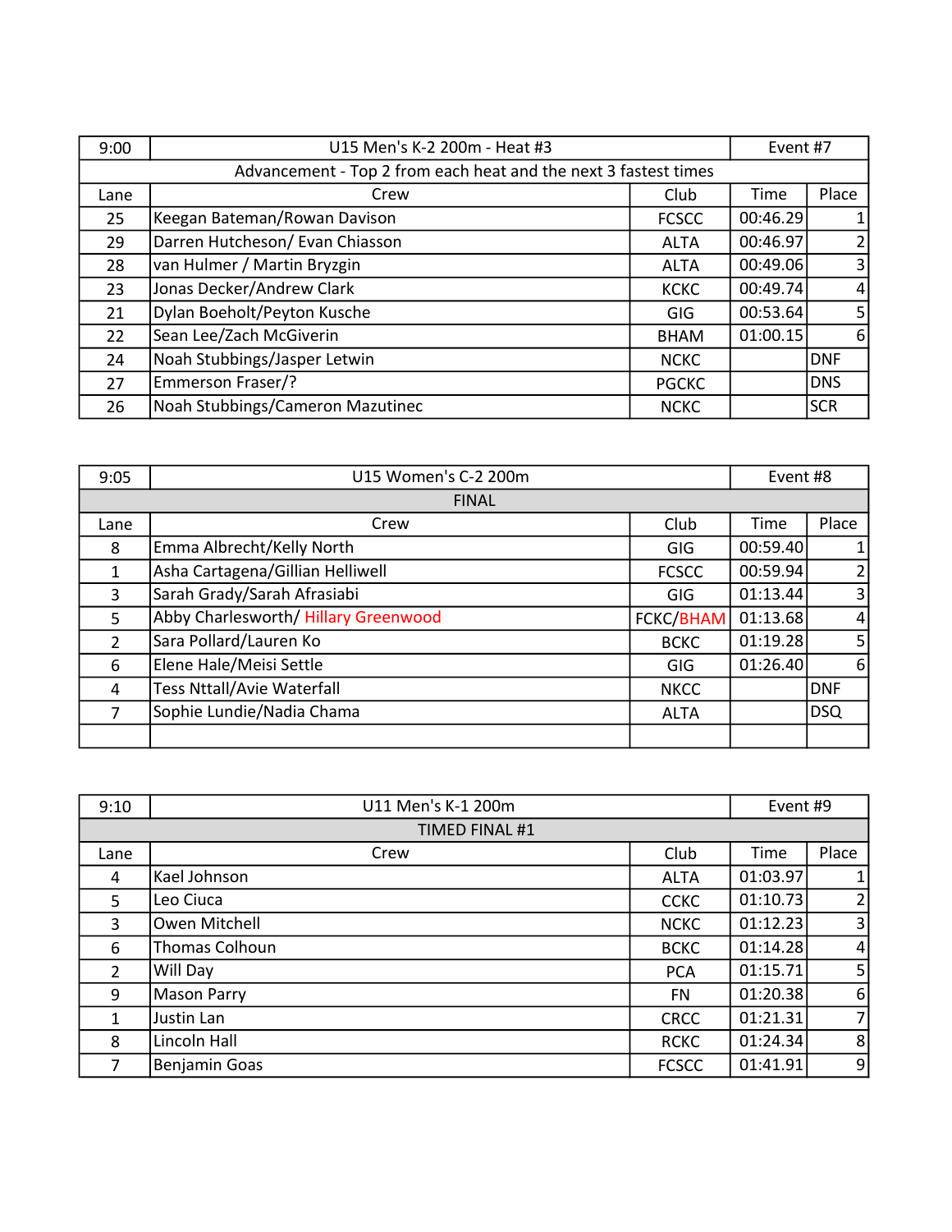| 9:00 | U15 Men's K-2 200m - Heat #3 | | Event #7 | |
|---|---|---|---|---|
| Advancement - Top 2 from each heat and the next 3 fastest times | | | | |
| Lane | Crew | Club | Time | Place |
| 25 | Keegan Bateman/Rowan Davison | FCSCC | 00:46.29 | 1 |
| 29 | Darren Hutcheson/ Evan Chiasson | ALTA | 00:46.97 | 2 |
| 28 | van Hulmer / Martin Bryzgin | ALTA | 00:49.06 | 3 |
| 23 | Jonas Decker/Andrew Clark | KCKC | 00:49.74 | 4 |
| 21 | Dylan Boeholt/Peyton Kusche | GIG | 00:53.64 | 5 |
| 22 | Sean Lee/Zach McGiverin | BHAM | 01:00.15 | 6 |
| 24 | Noah Stubbings/Jasper Letwin | NCKC | | DNF |
| 27 | Emmerson Fraser/? | PGCKC | | DNS |
| 26 | Noah Stubbings/Cameron Mazutinec | NCKC | | SCR |

| 9:05 | U15 Women's C-2 200m | | Event #8 | |
|---|---|---|---|---|
| FINAL | | | | |
| Lane | Crew | Club | Time | Place |
| 8 | Emma Albrecht/Kelly North | GIG | 00:59.40 | 1 |
| 1 | Asha Cartagena/Gillian Helliwell | FCSCC | 00:59.94 | 2 |
| 3 | Sarah Grady/Sarah Afrasiabi | GIG | 01:13.44 | 3 |
| 5 | Abby Charlesworth/ Hillary Greenwood | FCKC/BHAM | 01:13.68 | 4 |
| 2 | Sara Pollard/Lauren Ko | BCKC | 01:19.28 | 5 |
| 6 | Elene Hale/Meisi Settle | GIG | 01:26.40 | 6 |
| 4 | Tess Nttall/Avie Waterfall | NKCC | | DNF |
| 7 | Sophie Lundie/Nadia Chama | ALTA | | DSQ |
| | | | | |

| 9:10 | U11 Men's K-1 200m | | Event #9 | |
|---|---|---|---|---|
| TIMED FINAL #1 | | | | |
| Lane | Crew | Club | Time | Place |
| 4 | Kael Johnson | ALTA | 01:03.97 | 1 |
| 5 | Leo Ciuca | CCKC | 01:10.73 | 2 |
| 3 | Owen Mitchell | NCKC | 01:12.23 | 3 |
| 6 | Thomas Colhoun | BCKC | 01:14.28 | 4 |
| 2 | Will Day | PCA | 01:15.71 | 5 |
| 9 | Mason Parry | FN | 01:20.38 | 6 |
| 1 | Justin Lan | CRCC | 01:21.31 | 7 |
| 8 | Lincoln Hall | RCKC | 01:24.34 | 8 |
| 7 | Benjamin Goas | FCSCC | 01:41.91 | 9 |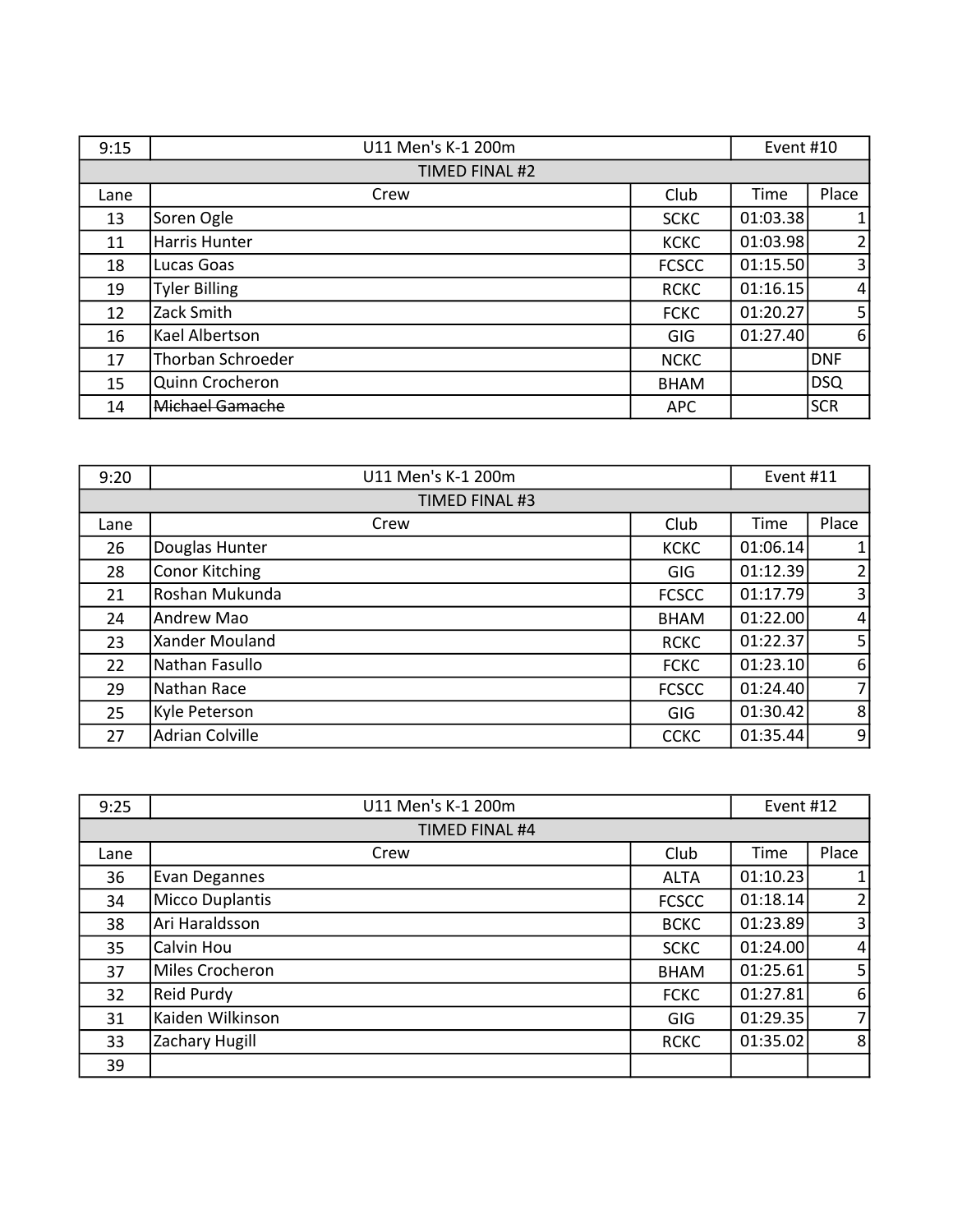| 9:15 | U11 Men's K-1 200m | | Event #10 | |
|---|---|---|---|---|
| | TIMED FINAL #2 | | | |
| Lane | Crew | Club | Time | Place |
| 13 | Soren Ogle | SCKC | 01:03.38 | 1 |
| 11 | Harris Hunter | KCKC | 01:03.98 | 2 |
| 18 | Lucas Goas | FCSCC | 01:15.50 | 3 |
| 19 | Tyler Billing | RCKC | 01:16.15 | 4 |
| 12 | Zack Smith | FCKC | 01:20.27 | 5 |
| 16 | Kael Albertson | GIG | 01:27.40 | 6 |
| 17 | Thorban Schroeder | NCKC | | DNF |
| 15 | Quinn Crocheron | BHAM | | DSQ |
| 14 | ~~Michael Gamache~~ | APC | | SCR |

| 9:20 | U11 Men's K-1 200m | | Event #11 | |
|---|---|---|---|---|
| | TIMED FINAL #3 | | | |
| Lane | Crew | Club | Time | Place |
| 26 | Douglas Hunter | KCKC | 01:06.14 | 1 |
| 28 | Conor Kitching | GIG | 01:12.39 | 2 |
| 21 | Roshan Mukunda | FCSCC | 01:17.79 | 3 |
| 24 | Andrew Mao | BHAM | 01:22.00 | 4 |
| 23 | Xander Mouland | RCKC | 01:22.37 | 5 |
| 22 | Nathan Fasullo | FCKC | 01:23.10 | 6 |
| 29 | Nathan Race | FCSCC | 01:24.40 | 7 |
| 25 | Kyle Peterson | GIG | 01:30.42 | 8 |
| 27 | Adrian Colville | CCKC | 01:35.44 | 9 |

| 9:25 | U11 Men's K-1 200m | | Event #12 | |
|---|---|---|---|---|
| | TIMED FINAL #4 | | | |
| Lane | Crew | Club | Time | Place |
| 36 | Evan Degannes | ALTA | 01:10.23 | 1 |
| 34 | Micco Duplantis | FCSCC | 01:18.14 | 2 |
| 38 | Ari Haraldsson | BCKC | 01:23.89 | 3 |
| 35 | Calvin Hou | SCKC | 01:24.00 | 4 |
| 37 | Miles Crocheron | BHAM | 01:25.61 | 5 |
| 32 | Reid Purdy | FCKC | 01:27.81 | 6 |
| 31 | Kaiden Wilkinson | GIG | 01:29.35 | 7 |
| 33 | Zachary Hugill | RCKC | 01:35.02 | 8 |
| 39 | | | | |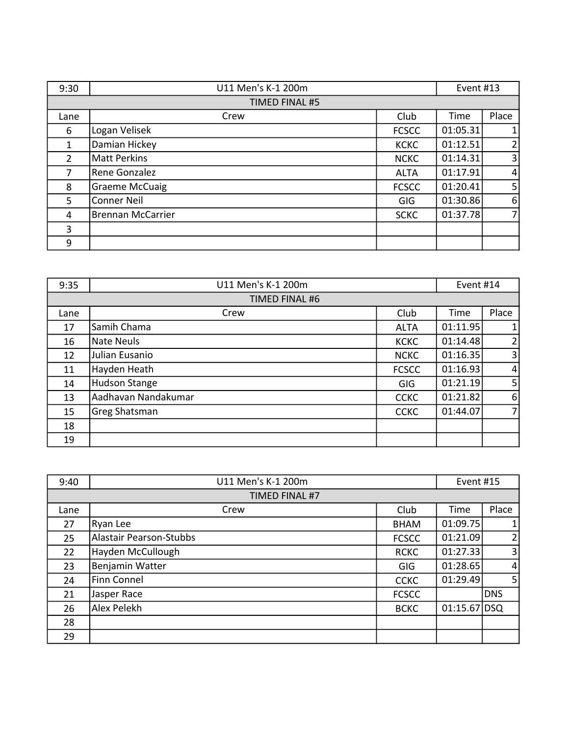| 9:30 | U11 Men's K-1 200m | | Event #13 | |
|---|---|---|---|---|
| TIMED FINAL #5 | | | | |
| Lane | Crew | Club | Time | Place |
| 6 | Logan Velisek | FCSCC | 01:05.31 | 1 |
| 1 | Damian Hickey | KCKC | 01:12.51 | 2 |
| 2 | Matt Perkins | NCKC | 01:14.31 | 3 |
| 7 | Rene Gonzalez | ALTA | 01:17.91 | 4 |
| 8 | Graeme McCuaig | FCSCC | 01:20.41 | 5 |
| 5 | Conner Neil | GIG | 01:30.86 | 6 |
| 4 | Brennan McCarrier | SCKC | 01:37.78 | 7 |
| 3 | | | | |
| 9 | | | | |

| 9:35 | U11 Men's K-1 200m | | Event #14 | |
|---|---|---|---|---|
| TIMED FINAL #6 | | | | |
| Lane | Crew | Club | Time | Place |
| 17 | Samih Chama | ALTA | 01:11.95 | 1 |
| 16 | Nate Neuls | KCKC | 01:14.48 | 2 |
| 12 | Julian Eusanio | NCKC | 01:16.35 | 3 |
| 11 | Hayden Heath | FCSCC | 01:16.93 | 4 |
| 14 | Hudson Stange | GIG | 01:21.19 | 5 |
| 13 | Aadhavan Nandakumar | CCKC | 01:21.82 | 6 |
| 15 | Greg Shatsman | CCKC | 01:44.07 | 7 |
| 18 | | | | |
| 19 | | | | |

| 9:40 | U11 Men's K-1 200m | | Event #15 | |
|---|---|---|---|---|
| TIMED FINAL #7 | | | | |
| Lane | Crew | Club | Time | Place |
| 27 | Ryan Lee | BHAM | 01:09.75 | 1 |
| 25 | Alastair Pearson-Stubbs | FCSCC | 01:21.09 | 2 |
| 22 | Hayden McCullough | RCKC | 01:27.33 | 3 |
| 23 | Benjamin Watter | GIG | 01:28.65 | 4 |
| 24 | Finn Connel | CCKC | 01:29.49 | 5 |
| 21 | Jasper Race | FCSCC | | DNS |
| 26 | Alex Pelekh | BCKC | 01:15.67 | DSQ |
| 28 | | | | |
| 29 | | | | |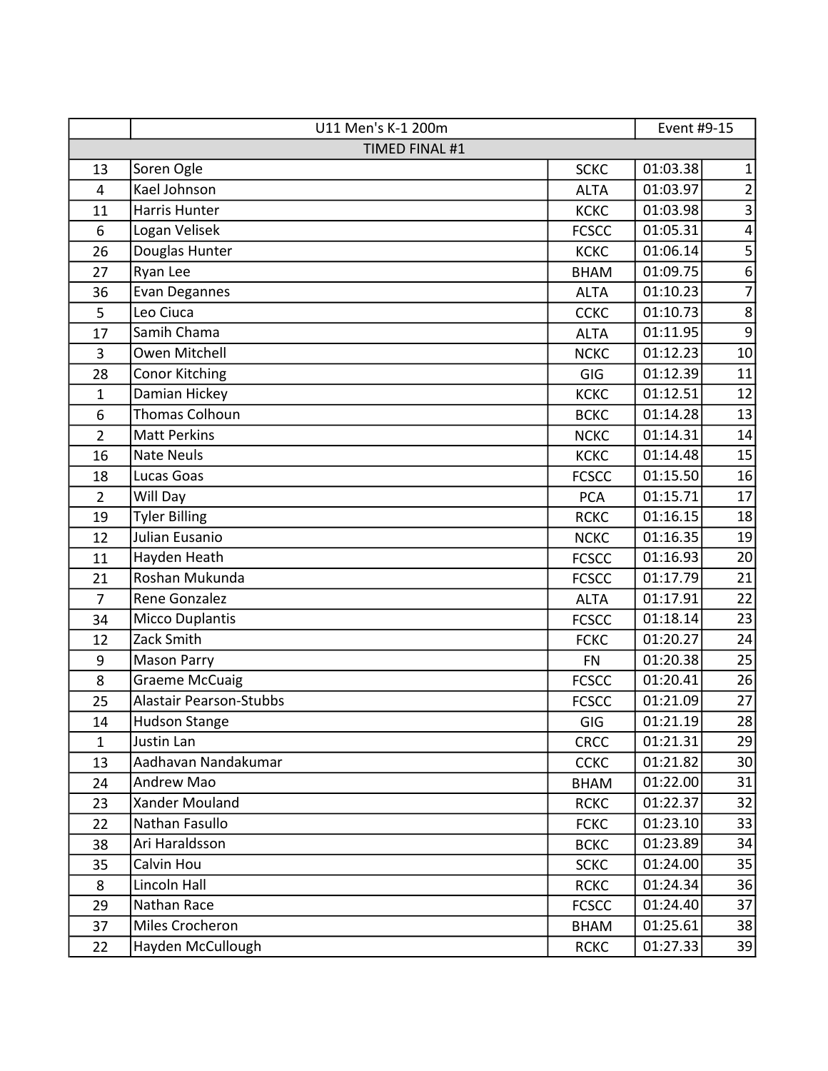| | U11 Men's K-1 200m | | Event #9-15 | |
|---|---|---|---|---|
| TIMED FINAL #1 | | | | |
| 13 | Soren Ogle | SCKC | 01:03.38 | 1 |
| 4 | Kael Johnson | ALTA | 01:03.97 | 2 |
| 11 | Harris Hunter | KCKC | 01:03.98 | 3 |
| 6 | Logan Velisek | FCSCC | 01:05.31 | 4 |
| 26 | Douglas Hunter | KCKC | 01:06.14 | 5 |
| 27 | Ryan Lee | BHAM | 01:09.75 | 6 |
| 36 | Evan Degannes | ALTA | 01:10.23 | 7 |
| 5 | Leo Ciuca | CCKC | 01:10.73 | 8 |
| 17 | Samih Chama | ALTA | 01:11.95 | 9 |
| 3 | Owen Mitchell | NCKC | 01:12.23 | 10 |
| 28 | Conor Kitching | GIG | 01:12.39 | 11 |
| 1 | Damian Hickey | KCKC | 01:12.51 | 12 |
| 6 | Thomas Colhoun | BCKC | 01:14.28 | 13 |
| 2 | Matt Perkins | NCKC | 01:14.31 | 14 |
| 16 | Nate Neuls | KCKC | 01:14.48 | 15 |
| 18 | Lucas Goas | FCSCC | 01:15.50 | 16 |
| 2 | Will Day | PCA | 01:15.71 | 17 |
| 19 | Tyler Billing | RCKC | 01:16.15 | 18 |
| 12 | Julian Eusanio | NCKC | 01:16.35 | 19 |
| 11 | Hayden Heath | FCSCC | 01:16.93 | 20 |
| 21 | Roshan Mukunda | FCSCC | 01:17.79 | 21 |
| 7 | Rene Gonzalez | ALTA | 01:17.91 | 22 |
| 34 | Micco Duplantis | FCSCC | 01:18.14 | 23 |
| 12 | Zack Smith | FCKC | 01:20.27 | 24 |
| 9 | Mason Parry | FN | 01:20.38 | 25 |
| 8 | Graeme McCuaig | FCSCC | 01:20.41 | 26 |
| 25 | Alastair Pearson-Stubbs | FCSCC | 01:21.09 | 27 |
| 14 | Hudson Stange | GIG | 01:21.19 | 28 |
| 1 | Justin Lan | CRCC | 01:21.31 | 29 |
| 13 | Aadhavan Nandakumar | CCKC | 01:21.82 | 30 |
| 24 | Andrew Mao | BHAM | 01:22.00 | 31 |
| 23 | Xander Mouland | RCKC | 01:22.37 | 32 |
| 22 | Nathan Fasullo | FCKC | 01:23.10 | 33 |
| 38 | Ari Haraldsson | BCKC | 01:23.89 | 34 |
| 35 | Calvin Hou | SCKC | 01:24.00 | 35 |
| 8 | Lincoln Hall | RCKC | 01:24.34 | 36 |
| 29 | Nathan Race | FCSCC | 01:24.40 | 37 |
| 37 | Miles Crocheron | BHAM | 01:25.61 | 38 |
| 22 | Hayden McCullough | RCKC | 01:27.33 | 39 |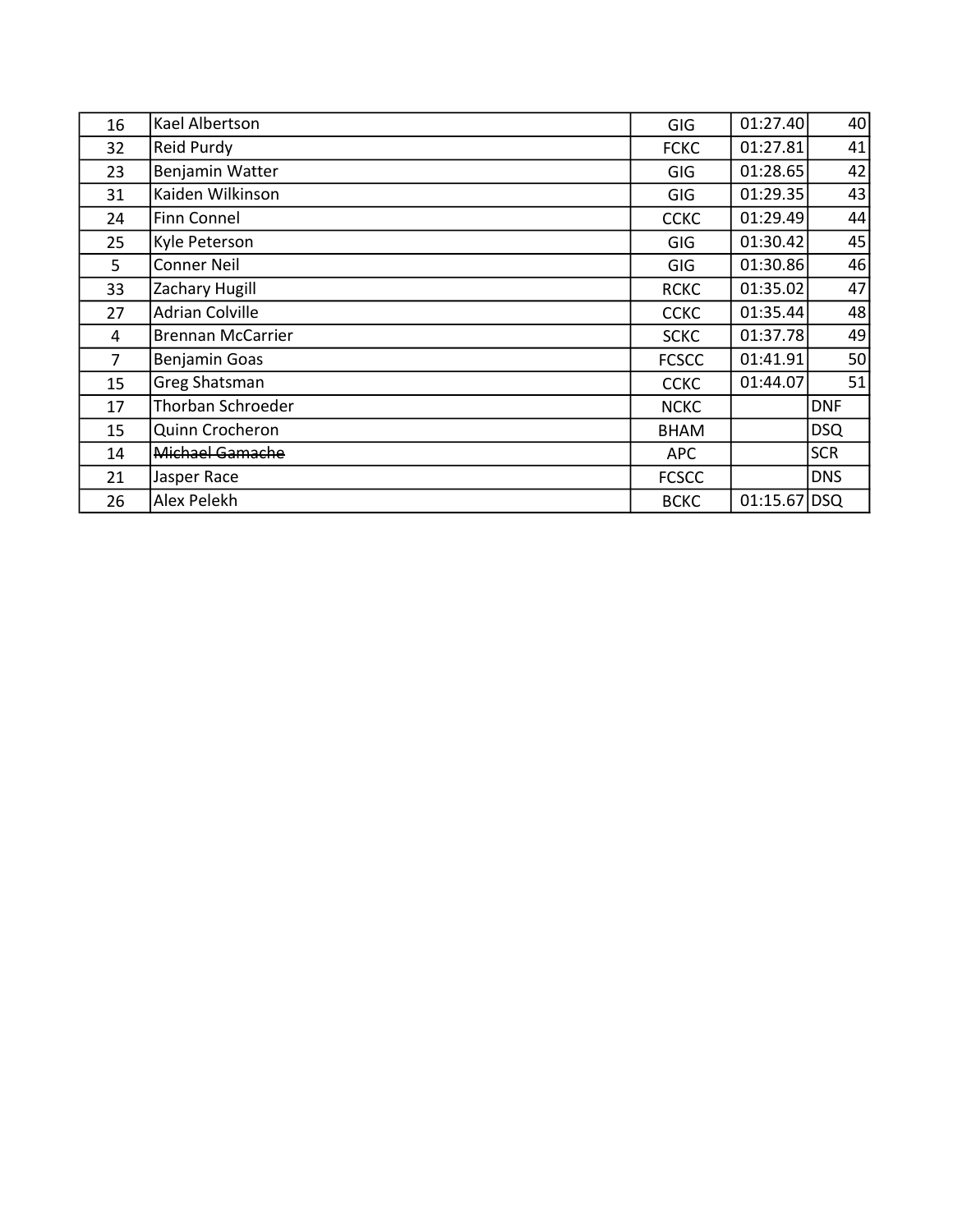| | | | | |
|---|---|---|---|---|
| 16 | Kael Albertson | GIG | 01:27.40 | 40 |
| 32 | Reid Purdy | FCKC | 01:27.81 | 41 |
| 23 | Benjamin Watter | GIG | 01:28.65 | 42 |
| 31 | Kaiden Wilkinson | GIG | 01:29.35 | 43 |
| 24 | Finn Connel | CCKC | 01:29.49 | 44 |
| 25 | Kyle Peterson | GIG | 01:30.42 | 45 |
| 5 | Conner Neil | GIG | 01:30.86 | 46 |
| 33 | Zachary Hugill | RCKC | 01:35.02 | 47 |
| 27 | Adrian Colville | CCKC | 01:35.44 | 48 |
| 4 | Brennan McCarrier | SCKC | 01:37.78 | 49 |
| 7 | Benjamin Goas | FCSCC | 01:41.91 | 50 |
| 15 | Greg Shatsman | CCKC | 01:44.07 | 51 |
| 17 | Thorban Schroeder | NCKC | | DNF |
| 15 | Quinn Crocheron | BHAM | | DSQ |
| 14 | ~~Michael Gamache~~ | APC | | SCR |
| 21 | Jasper Race | FCSCC | | DNS |
| 26 | Alex Pelekh | BCKC | 01:15.67 | DSQ |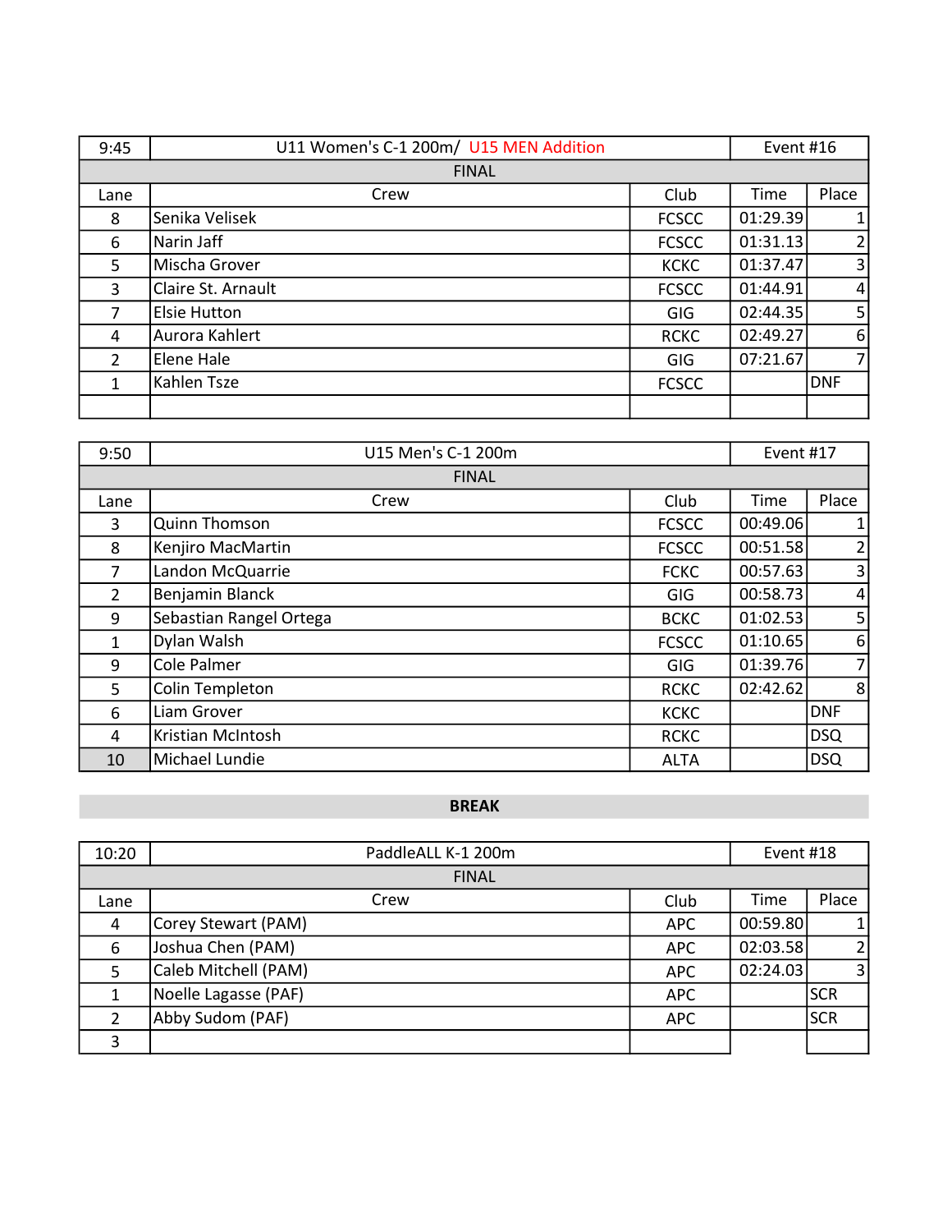| 9:45 | U11 Women's C-1 200m/ U15 MEN Addition | | Event #16 | |
|---|---|---|---|---|
| FINAL | | | | |
| Lane | Crew | Club | Time | Place |
| 8 | Senika Velisek | FCSCC | 01:29.39 | 1 |
| 6 | Narin Jaff | FCSCC | 01:31.13 | 2 |
| 5 | Mischa Grover | KCKC | 01:37.47 | 3 |
| 3 | Claire St. Arnault | FCSCC | 01:44.91 | 4 |
| 7 | Elsie Hutton | GIG | 02:44.35 | 5 |
| 4 | Aurora Kahlert | RCKC | 02:49.27 | 6 |
| 2 | Elene Hale | GIG | 07:21.67 | 7 |
| 1 | Kahlen Tsze | FCSCC | | DNF |
| | | | | |

| 9:50 | U15 Men's C-1 200m | | Event #17 | |
|---|---|---|---|---|
| FINAL | | | | |
| Lane | Crew | Club | Time | Place |
| 3 | Quinn Thomson | FCSCC | 00:49.06 | 1 |
| 8 | Kenjiro MacMartin | FCSCC | 00:51.58 | 2 |
| 7 | Landon McQuarrie | FCKC | 00:57.63 | 3 |
| 2 | Benjamin Blanck | GIG | 00:58.73 | 4 |
| 9 | Sebastian Rangel Ortega | BCKC | 01:02.53 | 5 |
| 1 | Dylan Walsh | FCSCC | 01:10.65 | 6 |
| 9 | Cole Palmer | GIG | 01:39.76 | 7 |
| 5 | Colin Templeton | RCKC | 02:42.62 | 8 |
| 6 | Liam Grover | KCKC | | DNF |
| 4 | Kristian McIntosh | RCKC | | DSQ |
| 10 | Michael Lundie | ALTA | | DSQ |

**BREAK**

| 10:20 | PaddleALL K-1 200m | | Event #18 | |
|---|---|---|---|---|
| FINAL | | | | |
| Lane | Crew | Club | Time | Place |
| 4 | Corey Stewart (PAM) | APC | 00:59.80 | 1 |
| 6 | Joshua Chen (PAM) | APC | 02:03.58 | 2 |
| 5 | Caleb Mitchell (PAM) | APC | 02:24.03 | 3 |
| 1 | Noelle Lagasse (PAF) | APC | | SCR |
| 2 | Abby Sudom (PAF) | APC | | SCR |
| 3 | | | | |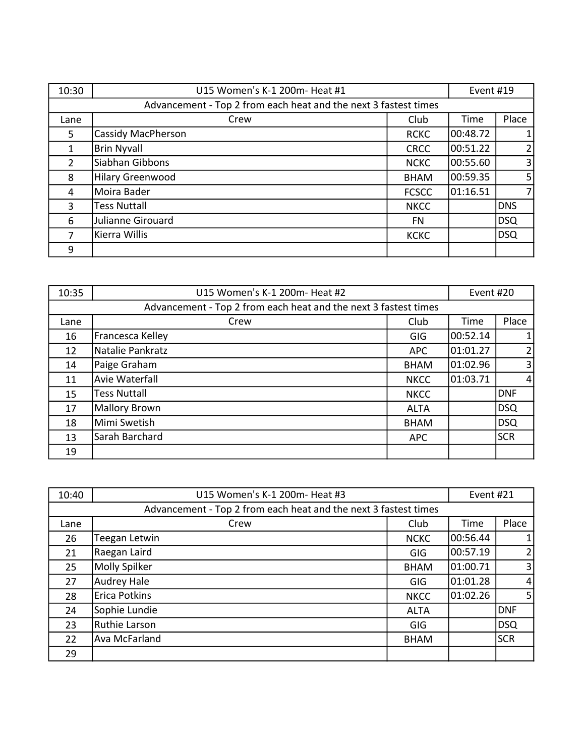| 10:30 | U15 Women's K-1 200m- Heat #1 | | Event #19 | |
|---|---|---|---|---|
| Advancement - Top 2 from each heat and the next 3 fastest times | | | | |
| Lane | Crew | Club | Time | Place |
| 5 | Cassidy MacPherson | RCKC | 00:48.72 | 1 |
| 1 | Brin Nyvall | CRCC | 00:51.22 | 2 |
| 2 | Siabhan Gibbons | NCKC | 00:55.60 | 3 |
| 8 | Hilary Greenwood | BHAM | 00:59.35 | 5 |
| 4 | Moira Bader | FCSCC | 01:16.51 | 7 |
| 3 | Tess Nuttall | NKCC | | DNS |
| 6 | Julianne Girouard | FN | | DSQ |
| 7 | Kierra Willis | KCKC | | DSQ |
| 9 | | | | |

| 10:35 | U15 Women's K-1 200m- Heat #2 | | Event #20 | |
|---|---|---|---|---|
| Advancement - Top 2 from each heat and the next 3 fastest times | | | | |
| Lane | Crew | Club | Time | Place |
| 16 | Francesca Kelley | GIG | 00:52.14 | 1 |
| 12 | Natalie Pankratz | APC | 01:01.27 | 2 |
| 14 | Paige Graham | BHAM | 01:02.96 | 3 |
| 11 | Avie Waterfall | NKCC | 01:03.71 | 4 |
| 15 | Tess Nuttall | NKCC | | DNF |
| 17 | Mallory Brown | ALTA | | DSQ |
| 18 | Mimi Swetish | BHAM | | DSQ |
| 13 | Sarah Barchard | APC | | SCR |
| 19 | | | | |

| 10:40 | U15 Women's K-1 200m- Heat #3 | | Event #21 | |
|---|---|---|---|---|
| Advancement - Top 2 from each heat and the next 3 fastest times | | | | |
| Lane | Crew | Club | Time | Place |
| 26 | Teegan Letwin | NCKC | 00:56.44 | 1 |
| 21 | Raegan Laird | GIG | 00:57.19 | 2 |
| 25 | Molly Spilker | BHAM | 01:00.71 | 3 |
| 27 | Audrey Hale | GIG | 01:01.28 | 4 |
| 28 | Erica Potkins | NKCC | 01:02.26 | 5 |
| 24 | Sophie Lundie | ALTA | | DNF |
| 23 | Ruthie Larson | GIG | | DSQ |
| 22 | Ava McFarland | BHAM | | SCR |
| 29 | | | | |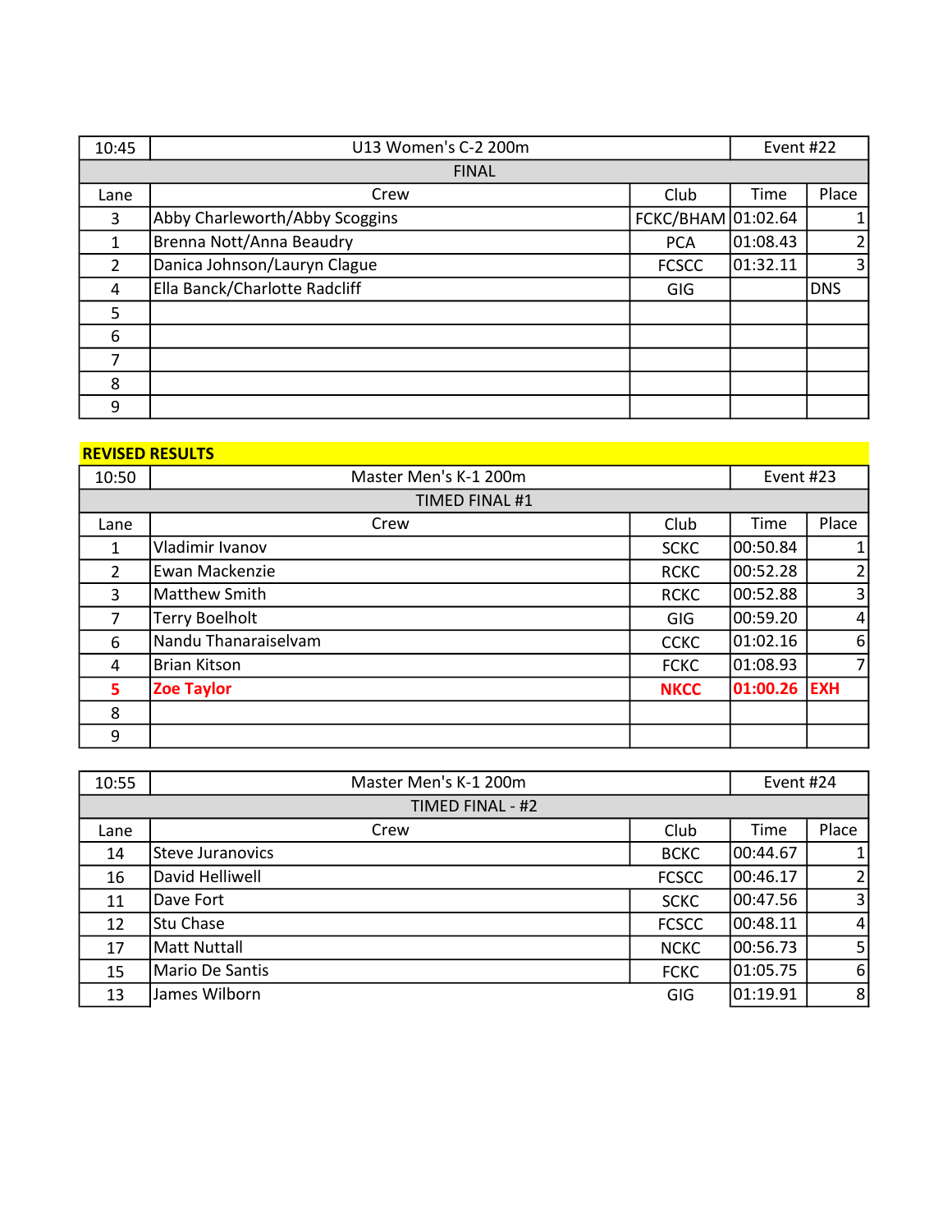| 10:45 | U13 Women's C-2 200m | | | Event #22 |
|---|---|---|---|---|
| FINAL | | | | |
| Lane | Crew | Club | Time | Place |
| 3 | Abby Charleworth/Abby Scoggins | FCKC/BHAM | 01:02.64 | 1 |
| 1 | Brenna Nott/Anna Beaudry | PCA | 01:08.43 | 2 |
| 2 | Danica Johnson/Lauryn Clague | FCSCC | 01:32.11 | 3 |
| 4 | Ella Banck/Charlotte Radcliff | GIG | | DNS |
| 5 | | | | |
| 6 | | | | |
| 7 | | | | |
| 8 | | | | |
| 9 | | | | |

**REVISED RESULTS**

| 10:50 | Master Men's K-1 200m | | | Event #23 |
|---|---|---|---|---|
| TIMED FINAL #1 | | | | |
| Lane | Crew | Club | Time | Place |
| 1 | Vladimir Ivanov | SCKC | 00:50.84 | 1 |
| 2 | Ewan Mackenzie | RCKC | 00:52.28 | 2 |
| 3 | Matthew Smith | RCKC | 00:52.88 | 3 |
| 7 | Terry Boelholt | GIG | 00:59.20 | 4 |
| 6 | Nandu Thanaraiselvam | CCKC | 01:02.16 | 6 |
| 4 | Brian Kitson | FCKC | 01:08.93 | 7 |
| **5** | **Zoe Taylor** | **NKCC** | **01:00.26** | **EXH** |
| 8 | | | | |
| 9 | | | | |

| 10:55 | Master Men's K-1 200m | | | Event #24 |
|---|---|---|---|---|
| TIMED FINAL - #2 | | | | |
| Lane | Crew | Club | Time | Place |
| 14 | Steve Juranovics | BCKC | 00:44.67 | 1 |
| 16 | David Helliwell | FCSCC | 00:46.17 | 2 |
| 11 | Dave Fort | SCKC | 00:47.56 | 3 |
| 12 | Stu Chase | FCSCC | 00:48.11 | 4 |
| 17 | Matt Nuttall | NCKC | 00:56.73 | 5 |
| 15 | Mario De Santis | FCKC | 01:05.75 | 6 |
| 13 | James Wilborn | GIG | 01:19.91 | 8 |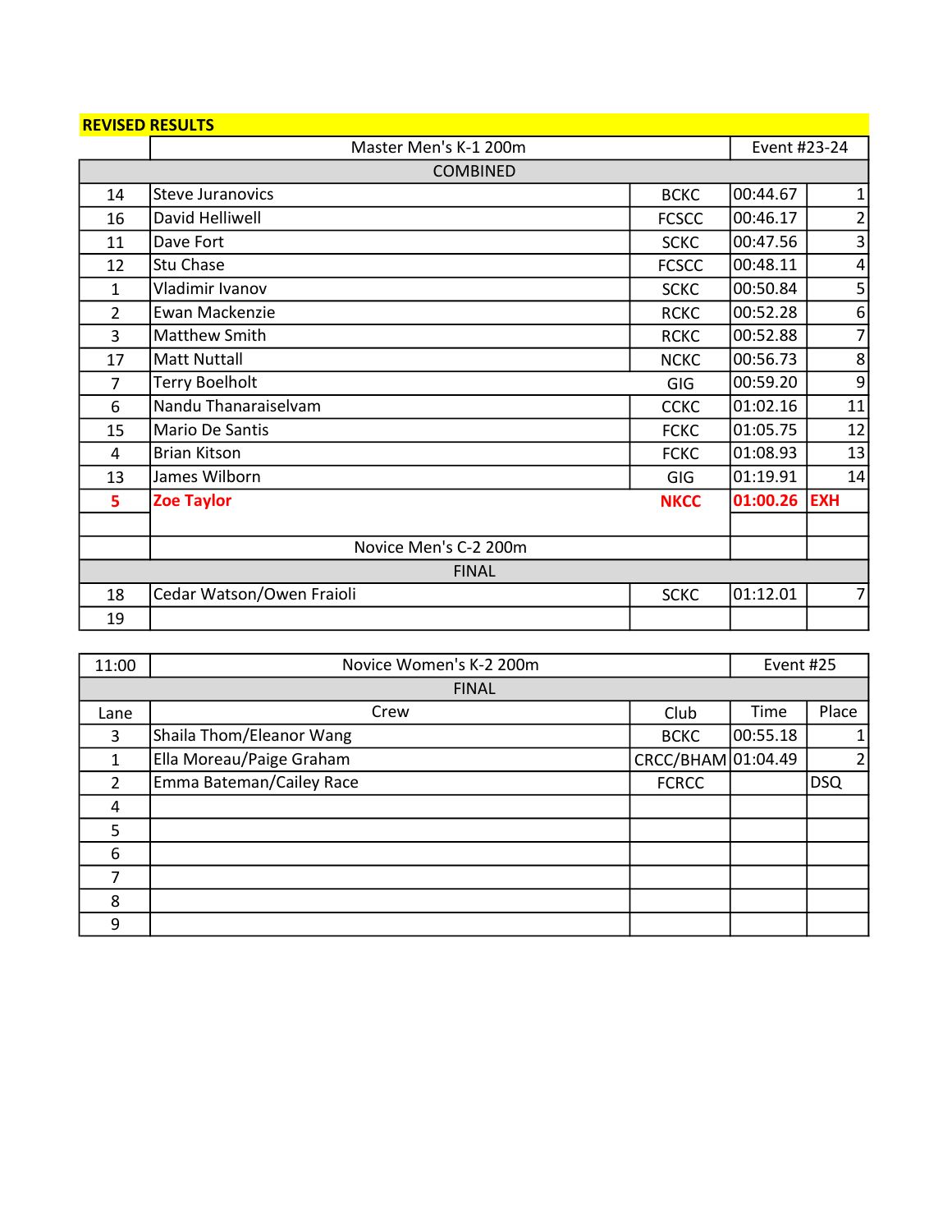**REVISED RESULTS**

| | Master Men's K-1 200m | | | Event #23-24 |
|---|---|---|---|---|
| | COMBINED | | | |
| 14 | Steve Juranovics | BCKC | 00:44.67 | 1 |
| 16 | David Helliwell | FCSCC | 00:46.17 | 2 |
| 11 | Dave Fort | SCKC | 00:47.56 | 3 |
| 12 | Stu Chase | FCSCC | 00:48.11 | 4 |
| 1 | Vladimir Ivanov | SCKC | 00:50.84 | 5 |
| 2 | Ewan Mackenzie | RCKC | 00:52.28 | 6 |
| 3 | Matthew Smith | RCKC | 00:52.88 | 7 |
| 17 | Matt Nuttall | NCKC | 00:56.73 | 8 |
| 7 | Terry Boelholt | GIG | 00:59.20 | 9 |
| 6 | Nandu Thanaraiselvam | CCKC | 01:02.16 | 11 |
| 15 | Mario De Santis | FCKC | 01:05.75 | 12 |
| 4 | Brian Kitson | FCKC | 01:08.93 | 13 |
| 13 | James Wilborn | GIG | 01:19.91 | 14 |
| **5** | **Zoe Taylor** | **NKCC** | **01:00.26** | **EXH** |
| | | | | |
| | Novice Men's C-2 200m | | | |
| | FINAL | | | |
| 18 | Cedar Watson/Owen Fraioli | SCKC | 01:12.01 | 7 |
| 19 | | | | |

| 11:00 | Novice Women's K-2 200m | | | Event #25 |
|---|---|---|---|---|
| | FINAL | | | |
| Lane | Crew | Club | Time | Place |
| 3 | Shaila Thom/Eleanor Wang | BCKC | 00:55.18 | 1 |
| 1 | Ella Moreau/Paige Graham | CRCC/BHAM | 01:04.49 | 2 |
| 2 | Emma Bateman/Cailey Race | FCRCC | | DSQ |
| 4 | | | | |
| 5 | | | | |
| 6 | | | | |
| 7 | | | | |
| 8 | | | | |
| 9 | | | | |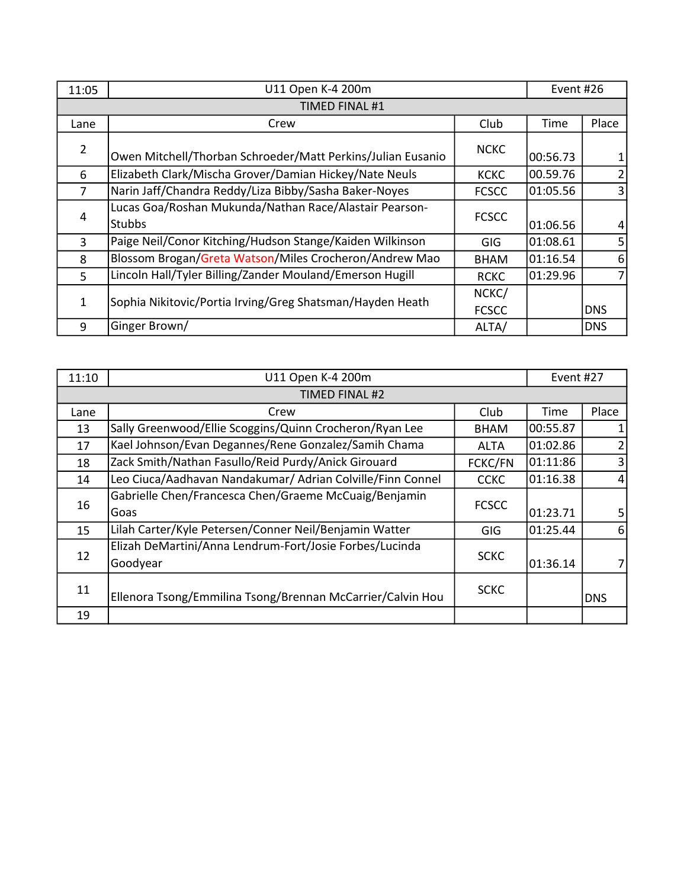| 11:05 | U11 Open K-4 200m | | | Event #26 |
|---|---|---|---|---|
| TIMED FINAL #1 | | | | |
| Lane | Crew | Club | Time | Place |
| 2 | Owen Mitchell/Thorban Schroeder/Matt Perkins/Julian Eusanio | NCKC | 00:56.73 | 1 |
| 6 | Elizabeth Clark/Mischa Grover/Damian Hickey/Nate Neuls | KCKC | 00.59.76 | 2 |
| 7 | Narin Jaff/Chandra Reddy/Liza Bibby/Sasha Baker-Noyes | FCSCC | 01:05.56 | 3 |
| 4 | Lucas Goa/Roshan Mukunda/Nathan Race/Alastair Pearson-Stubbs | FCSCC | 01:06.56 | 4 |
| 3 | Paige Neil/Conor Kitching/Hudson Stange/Kaiden Wilkinson | GIG | 01:08.61 | 5 |
| 8 | Blossom Brogan/Greta Watson/Miles Crocheron/Andrew Mao | BHAM | 01:16.54 | 6 |
| 5 | Lincoln Hall/Tyler Billing/Zander Mouland/Emerson Hugill | RCKC | 01:29.96 | 7 |
| 1 | Sophia Nikitovic/Portia Irving/Greg Shatsman/Hayden Heath | NCKC/ FCSCC | | DNS |
| 9 | Ginger Brown/ | ALTA/ | | DNS |

| 11:10 | U11 Open K-4 200m | | | Event #27 |
|---|---|---|---|---|
| TIMED FINAL #2 | | | | |
| Lane | Crew | Club | Time | Place |
| 13 | Sally Greenwood/Ellie Scoggins/Quinn Crocheron/Ryan Lee | BHAM | 00:55.87 | 1 |
| 17 | Kael Johnson/Evan Degannes/Rene Gonzalez/Samih Chama | ALTA | 01:02.86 | 2 |
| 18 | Zack Smith/Nathan Fasullo/Reid Purdy/Anick Girouard | FCKC/FN | 01:11:86 | 3 |
| 14 | Leo Ciuca/Aadhavan Nandakumar/ Adrian Colville/Finn Connel | CCKC | 01:16.38 | 4 |
| 16 | Gabrielle Chen/Francesca Chen/Graeme McCuaig/Benjamin Goas | FCSCC | 01:23.71 | 5 |
| 15 | Lilah Carter/Kyle Petersen/Conner Neil/Benjamin Watter | GIG | 01:25.44 | 6 |
| 12 | Elizah DeMartini/Anna Lendrum-Fort/Josie Forbes/Lucinda Goodyear | SCKC | 01:36.14 | 7 |
| 11 | Ellenora Tsong/Emmilina Tsong/Brennan McCarrier/Calvin Hou | SCKC | | DNS |
| 19 | | | | |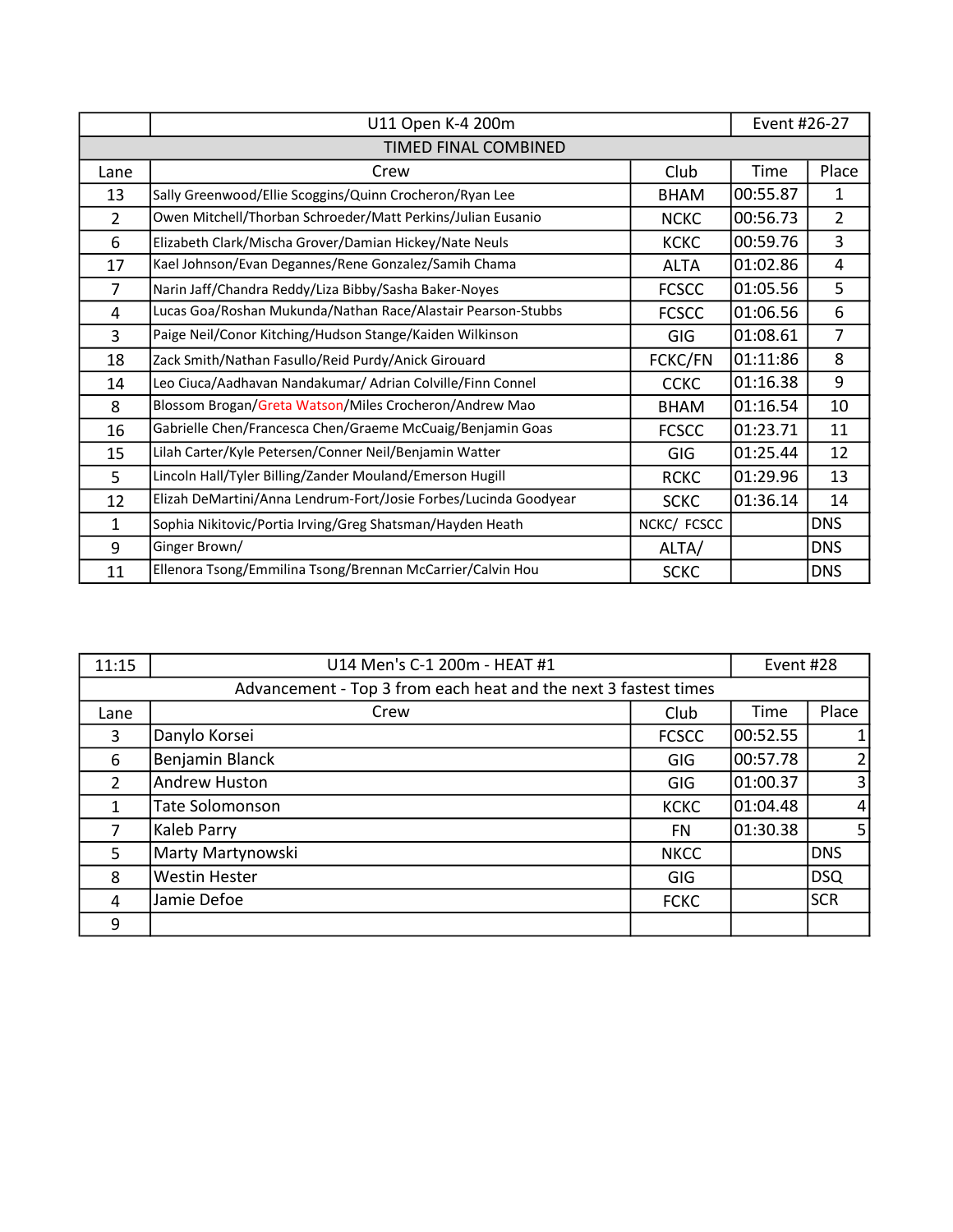| | U11 Open K-4 200m | | | Event #26-27 |
|---|---|---|---|---|
| TIMED FINAL COMBINED | | | | |
| Lane | Crew | Club | Time | Place |
| 13 | Sally Greenwood/Ellie Scoggins/Quinn Crocheron/Ryan Lee | BHAM | 00:55.87 | 1 |
| 2 | Owen Mitchell/Thorban Schroeder/Matt Perkins/Julian Eusanio | NCKC | 00:56.73 | 2 |
| 6 | Elizabeth Clark/Mischa Grover/Damian Hickey/Nate Neuls | KCKC | 00:59.76 | 3 |
| 17 | Kael Johnson/Evan Degannes/Rene Gonzalez/Samih Chama | ALTA | 01:02.86 | 4 |
| 7 | Narin Jaff/Chandra Reddy/Liza Bibby/Sasha Baker-Noyes | FCSCC | 01:05.56 | 5 |
| 4 | Lucas Goa/Roshan Mukunda/Nathan Race/Alastair Pearson-Stubbs | FCSCC | 01:06.56 | 6 |
| 3 | Paige Neil/Conor Kitching/Hudson Stange/Kaiden Wilkinson | GIG | 01:08.61 | 7 |
| 18 | Zack Smith/Nathan Fasullo/Reid Purdy/Anick Girouard | FCKC/FN | 01:11.86 | 8 |
| 14 | Leo Ciuca/Aadhavan Nandakumar/ Adrian Colville/Finn Connel | CCKC | 01:16.38 | 9 |
| 8 | Blossom Brogan/Greta Watson/Miles Crocheron/Andrew Mao | BHAM | 01:16.54 | 10 |
| 16 | Gabrielle Chen/Francesca Chen/Graeme McCuaig/Benjamin Goas | FCSCC | 01:23.71 | 11 |
| 15 | Lilah Carter/Kyle Petersen/Conner Neil/Benjamin Watter | GIG | 01:25.44 | 12 |
| 5 | Lincoln Hall/Tyler Billing/Zander Mouland/Emerson Hugill | RCKC | 01:29.96 | 13 |
| 12 | Elizah DeMartini/Anna Lendrum-Fort/Josie Forbes/Lucinda Goodyear | SCKC | 01:36.14 | 14 |
| 1 | Sophia Nikitovic/Portia Irving/Greg Shatsman/Hayden Heath | NCKC/ FCSCC | | DNS |
| 9 | Ginger Brown/ | ALTA/ | | DNS |
| 11 | Ellenora Tsong/Emmilina Tsong/Brennan McCarrier/Calvin Hou | SCKC | | DNS |

| 11:15 | U14 Men's C-1 200m - HEAT #1 | | | Event #28 |
|---|---|---|---|---|
| Advancement - Top 3 from each heat and the next 3 fastest times | | | | |
| Lane | Crew | Club | Time | Place |
| 3 | Danylo Korsei | FCSCC | 00:52.55 | 1 |
| 6 | Benjamin Blanck | GIG | 00:57.78 | 2 |
| 2 | Andrew Huston | GIG | 01:00.37 | 3 |
| 1 | Tate Solomonson | KCKC | 01:04.48 | 4 |
| 7 | Kaleb Parry | FN | 01:30.38 | 5 |
| 5 | Marty Martynowski | NKCC | | DNS |
| 8 | Westin Hester | GIG | | DSQ |
| 4 | Jamie Defoe | FCKC | | SCR |
| 9 | | | | |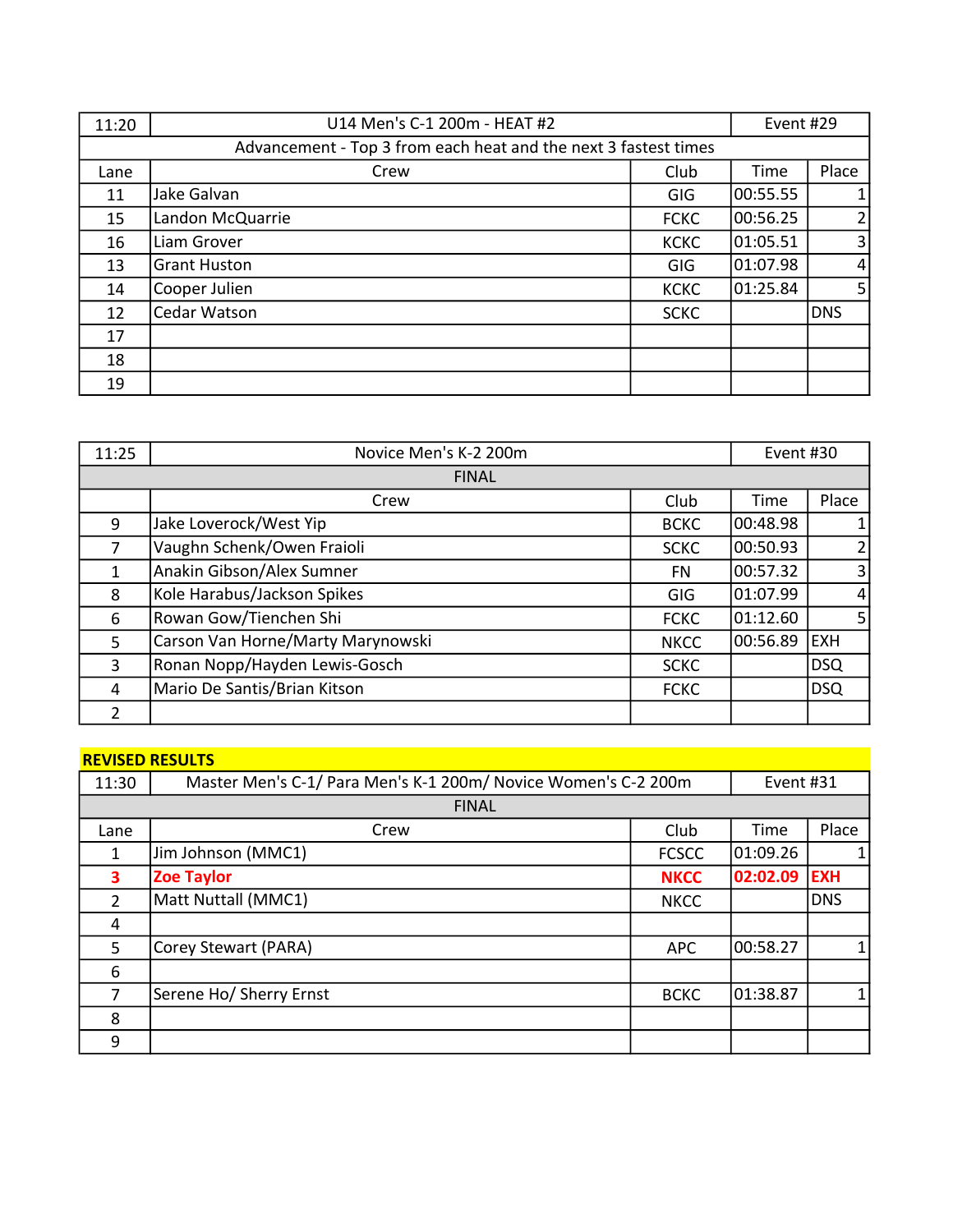| 11:20 | U14 Men's C-1 200m - HEAT #2 | | Event #29 | |
|---|---|---|---|---|
| Advancement - Top 3 from each heat and the next 3 fastest times | | | | |
| Lane | Crew | Club | Time | Place |
| 11 | Jake Galvan | GIG | 00:55.55 | 1 |
| 15 | Landon McQuarrie | FCKC | 00:56.25 | 2 |
| 16 | Liam Grover | KCKC | 01:05.51 | 3 |
| 13 | Grant Huston | GIG | 01:07.98 | 4 |
| 14 | Cooper Julien | KCKC | 01:25.84 | 5 |
| 12 | Cedar Watson | SCKC | | DNS |
| 17 | | | | |
| 18 | | | | |
| 19 | | | | |

| 11:25 | Novice Men's K-2 200m | | Event #30 | |
|---|---|---|---|---|
| FINAL | | | | |
| | Crew | Club | Time | Place |
| 9 | Jake Loverock/West Yip | BCKC | 00:48.98 | 1 |
| 7 | Vaughn Schenk/Owen Fraioli | SCKC | 00:50.93 | 2 |
| 1 | Anakin Gibson/Alex Sumner | FN | 00:57.32 | 3 |
| 8 | Kole Harabus/Jackson Spikes | GIG | 01:07.99 | 4 |
| 6 | Rowan Gow/Tienchen Shi | FCKC | 01:12.60 | 5 |
| 5 | Carson Van Horne/Marty Marynowski | NKCC | 00:56.89 | EXH |
| 3 | Ronan Nopp/Hayden Lewis-Gosch | SCKC | | DSQ |
| 4 | Mario De Santis/Brian Kitson | FCKC | | DSQ |
| 2 | | | | |

**REVISED RESULTS**

| 11:30 | Master Men's C-1/ Para Men's K-1 200m/ Novice Women's C-2 200m | | Event #31 | |
|---|---|---|---|---|
| FINAL | | | | |
| Lane | Crew | Club | Time | Place |
| 1 | Jim Johnson (MMC1) | FCSCC | 01:09.26 | 1 |
| **3** | **Zoe Taylor** | **NKCC** | **02:02.09** | **EXH** |
| 2 | Matt Nuttall (MMC1) | NKCC | | DNS |
| 4 | | | | |
| 5 | Corey Stewart (PARA) | APC | 00:58.27 | 1 |
| 6 | | | | |
| 7 | Serene Ho/ Sherry Ernst | BCKC | 01:38.87 | 1 |
| 8 | | | | |
| 9 | | | | |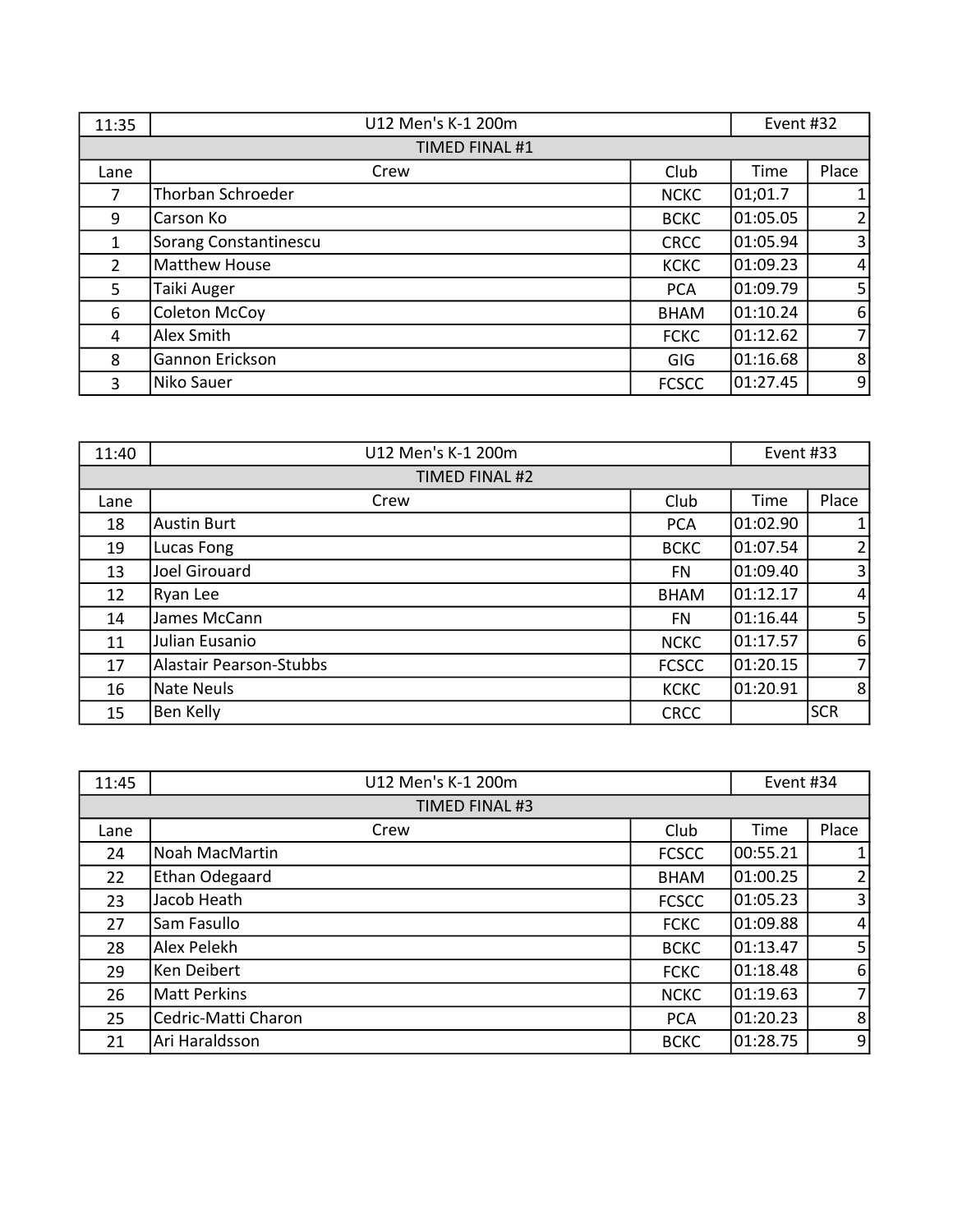| 11:35 | U12 Men's K-1 200m | | Event #32 | |
|---|---|---|---|---|
| TIMED FINAL #1 | | | | |
| Lane | Crew | Club | Time | Place |
| 7 | Thorban Schroeder | NCKC | 01;01.7 | 1 |
| 9 | Carson Ko | BCKC | 01:05.05 | 2 |
| 1 | Sorang Constantinescu | CRCC | 01:05.94 | 3 |
| 2 | Matthew House | KCKC | 01:09.23 | 4 |
| 5 | Taiki Auger | PCA | 01:09.79 | 5 |
| 6 | Coleton McCoy | BHAM | 01:10.24 | 6 |
| 4 | Alex Smith | FCKC | 01:12.62 | 7 |
| 8 | Gannon Erickson | GIG | 01:16.68 | 8 |
| 3 | Niko Sauer | FCSCC | 01:27.45 | 9 |

| 11:40 | U12 Men's K-1 200m | | Event #33 | |
|---|---|---|---|---|
| TIMED FINAL #2 | | | | |
| Lane | Crew | Club | Time | Place |
| 18 | Austin Burt | PCA | 01:02.90 | 1 |
| 19 | Lucas Fong | BCKC | 01:07.54 | 2 |
| 13 | Joel Girouard | FN | 01:09.40 | 3 |
| 12 | Ryan Lee | BHAM | 01:12.17 | 4 |
| 14 | James McCann | FN | 01:16.44 | 5 |
| 11 | Julian Eusanio | NCKC | 01:17.57 | 6 |
| 17 | Alastair Pearson-Stubbs | FCSCC | 01:20.15 | 7 |
| 16 | Nate Neuls | KCKC | 01:20.91 | 8 |
| 15 | Ben Kelly | CRCC | | SCR |

| 11:45 | U12 Men's K-1 200m | | Event #34 | |
|---|---|---|---|---|
| TIMED FINAL #3 | | | | |
| Lane | Crew | Club | Time | Place |
| 24 | Noah MacMartin | FCSCC | 00:55.21 | 1 |
| 22 | Ethan Odegaard | BHAM | 01:00.25 | 2 |
| 23 | Jacob Heath | FCSCC | 01:05.23 | 3 |
| 27 | Sam Fasullo | FCKC | 01:09.88 | 4 |
| 28 | Alex Pelekh | BCKC | 01:13.47 | 5 |
| 29 | Ken Deibert | FCKC | 01:18.48 | 6 |
| 26 | Matt Perkins | NCKC | 01:19.63 | 7 |
| 25 | Cedric-Matti Charon | PCA | 01:20.23 | 8 |
| 21 | Ari Haraldsson | BCKC | 01:28.75 | 9 |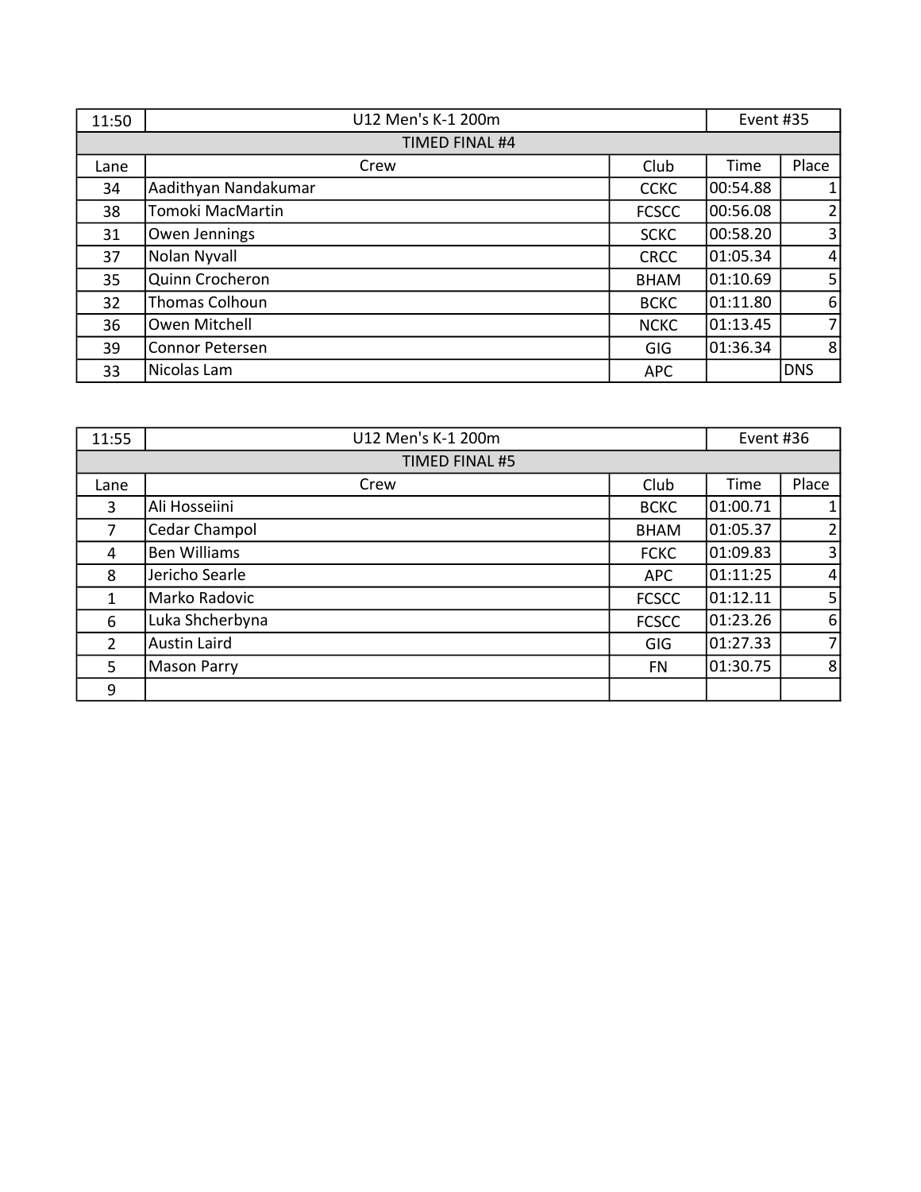| 11:50 | U12 Men's K-1 200m | | Event #35 | |
|---|---|---|---|---|
| TIMED FINAL #4 | | | | |
| Lane | Crew | Club | Time | Place |
| 34 | Aadithyan Nandakumar | CCKC | 00:54.88 | 1 |
| 38 | Tomoki MacMartin | FCSCC | 00:56.08 | 2 |
| 31 | Owen Jennings | SCKC | 00:58.20 | 3 |
| 37 | Nolan Nyvall | CRCC | 01:05.34 | 4 |
| 35 | Quinn Crocheron | BHAM | 01:10.69 | 5 |
| 32 | Thomas Colhoun | BCKC | 01:11.80 | 6 |
| 36 | Owen Mitchell | NCKC | 01:13.45 | 7 |
| 39 | Connor Petersen | GIG | 01:36.34 | 8 |
| 33 | Nicolas Lam | APC | | DNS |

| 11:55 | U12 Men's K-1 200m | | Event #36 | |
|---|---|---|---|---|
| TIMED FINAL #5 | | | | |
| Lane | Crew | Club | Time | Place |
| 3 | Ali Hosseiini | BCKC | 01:00.71 | 1 |
| 7 | Cedar Champol | BHAM | 01:05.37 | 2 |
| 4 | Ben Williams | FCKC | 01:09.83 | 3 |
| 8 | Jericho Searle | APC | 01:11:25 | 4 |
| 1 | Marko Radovic | FCSCC | 01:12.11 | 5 |
| 6 | Luka Shcherbyna | FCSCC | 01:23.26 | 6 |
| 2 | Austin Laird | GIG | 01:27.33 | 7 |
| 5 | Mason Parry | FN | 01:30.75 | 8 |
| 9 | | | | |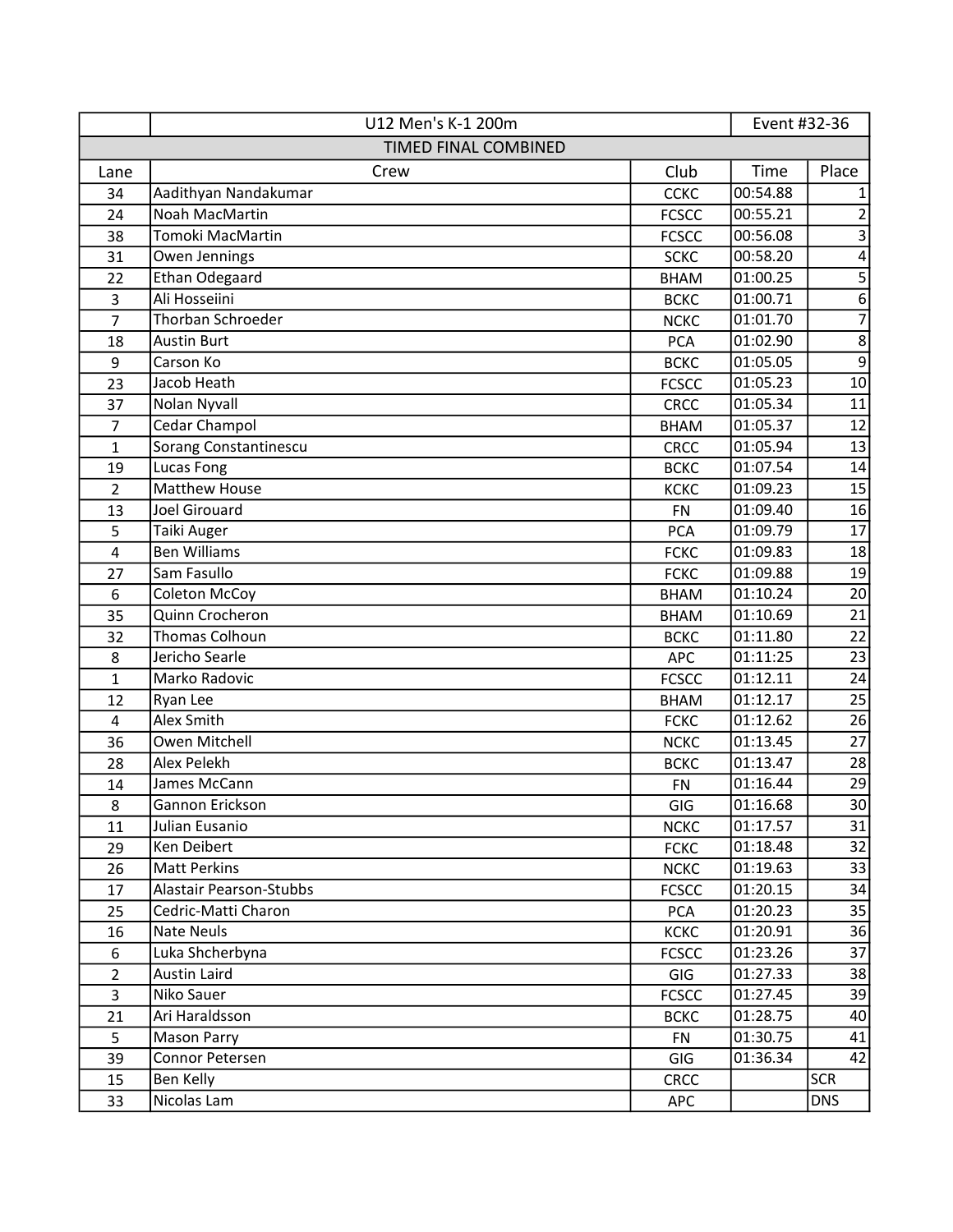| | U12 Men's K-1 200m | | | Event #32-36 |
|---|---|---|---|---|
| TIMED FINAL COMBINED | | | | |
| Lane | Crew | Club | Time | Place |
| 34 | Aadithyan Nandakumar | CCKC | 00:54.88 | 1 |
| 24 | Noah MacMartin | FCSCC | 00:55.21 | 2 |
| 38 | Tomoki MacMartin | FCSCC | 00:56.08 | 3 |
| 31 | Owen Jennings | SCKC | 00:58.20 | 4 |
| 22 | Ethan Odegaard | BHAM | 01:00.25 | 5 |
| 3 | Ali Hosseiini | BCKC | 01:00.71 | 6 |
| 7 | Thorban Schroeder | NCKC | 01:01.70 | 7 |
| 18 | Austin Burt | PCA | 01:02.90 | 8 |
| 9 | Carson Ko | BCKC | 01:05.05 | 9 |
| 23 | Jacob Heath | FCSCC | 01:05.23 | 10 |
| 37 | Nolan Nyvall | CRCC | 01:05.34 | 11 |
| 7 | Cedar Champol | BHAM | 01:05.37 | 12 |
| 1 | Sorang Constantinescu | CRCC | 01:05.94 | 13 |
| 19 | Lucas Fong | BCKC | 01:07.54 | 14 |
| 2 | Matthew House | KCKC | 01:09.23 | 15 |
| 13 | Joel Girouard | FN | 01:09.40 | 16 |
| 5 | Taiki Auger | PCA | 01:09.79 | 17 |
| 4 | Ben Williams | FCKC | 01:09.83 | 18 |
| 27 | Sam Fasullo | FCKC | 01:09.88 | 19 |
| 6 | Coleton McCoy | BHAM | 01:10.24 | 20 |
| 35 | Quinn Crocheron | BHAM | 01:10.69 | 21 |
| 32 | Thomas Colhoun | BCKC | 01:11.80 | 22 |
| 8 | Jericho Searle | APC | 01:11.25 | 23 |
| 1 | Marko Radovic | FCSCC | 01:12.11 | 24 |
| 12 | Ryan Lee | BHAM | 01:12.17 | 25 |
| 4 | Alex Smith | FCKC | 01:12.62 | 26 |
| 36 | Owen Mitchell | NCKC | 01:13.45 | 27 |
| 28 | Alex Pelekh | BCKC | 01:13.47 | 28 |
| 14 | James McCann | FN | 01:16.44 | 29 |
| 8 | Gannon Erickson | GIG | 01:16.68 | 30 |
| 11 | Julian Eusanio | NCKC | 01:17.57 | 31 |
| 29 | Ken Deibert | FCKC | 01:18.48 | 32 |
| 26 | Matt Perkins | NCKC | 01:19.63 | 33 |
| 17 | Alastair Pearson-Stubbs | FCSCC | 01:20.15 | 34 |
| 25 | Cedric-Matti Charon | PCA | 01:20.23 | 35 |
| 16 | Nate Neuls | KCKC | 01:20.91 | 36 |
| 6 | Luka Shcherbyna | FCSCC | 01:23.26 | 37 |
| 2 | Austin Laird | GIG | 01:27.33 | 38 |
| 3 | Niko Sauer | FCSCC | 01:27.45 | 39 |
| 21 | Ari Haraldsson | BCKC | 01:28.75 | 40 |
| 5 | Mason Parry | FN | 01:30.75 | 41 |
| 39 | Connor Petersen | GIG | 01:36.34 | 42 |
| 15 | Ben Kelly | CRCC | | SCR |
| 33 | Nicolas Lam | APC | | DNS |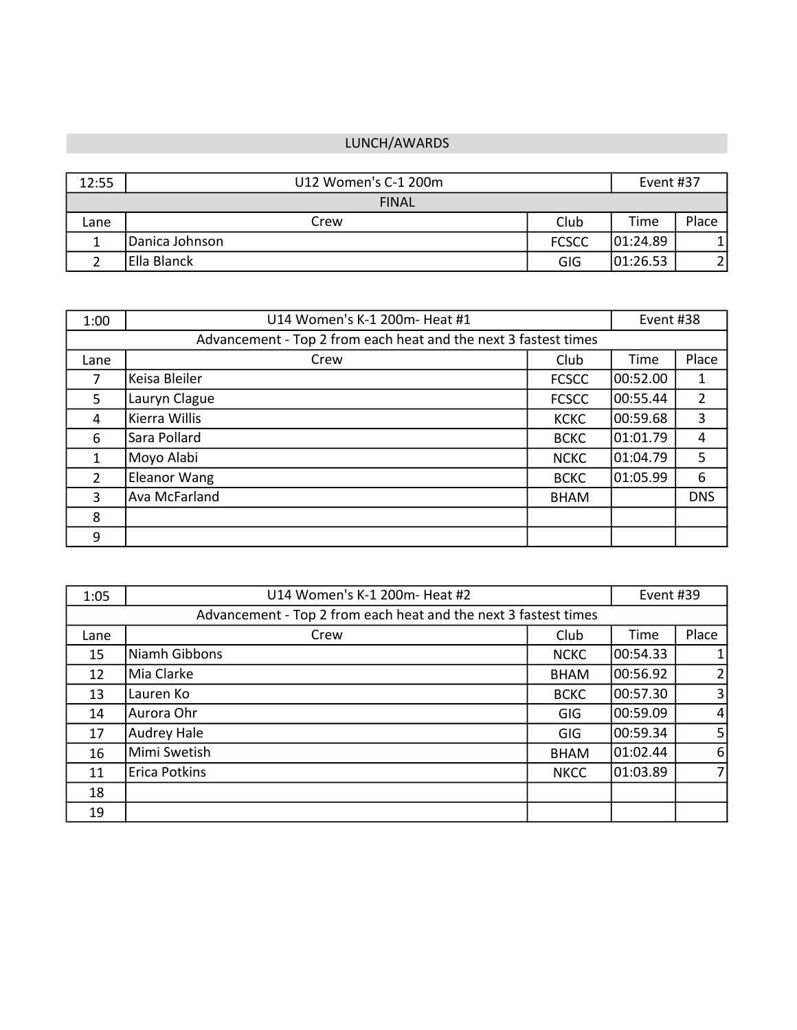LUNCH/AWARDS

| 12:55 | U12 Women's C-1 200m | | Event #37 | |
|---|---|---|---|---|
| FINAL | | | | |
| Lane | Crew | Club | Time | Place |
| 1 | Danica Johnson | FCSCC | 01:24.89 | 1 |
| 2 | Ella Blanck | GIG | 01:26.53 | 2 |

| 1:00 | U14 Women's K-1 200m- Heat #1 | | Event #38 | |
|---|---|---|---|---|
| Advancement - Top 2 from each heat and the next 3 fastest times | | | | |
| Lane | Crew | Club | Time | Place |
| 7 | Keisa Bleiler | FCSCC | 00:52.00 | 1 |
| 5 | Lauryn Clague | FCSCC | 00:55.44 | 2 |
| 4 | Kierra Willis | KCKC | 00:59.68 | 3 |
| 6 | Sara Pollard | BCKC | 01:01.79 | 4 |
| 1 | Moyo Alabi | NCKC | 01:04.79 | 5 |
| 2 | Eleanor Wang | BCKC | 01:05.99 | 6 |
| 3 | Ava McFarland | BHAM | | DNS |
| 8 | | | | |
| 9 | | | | |

| 1:05 | U14 Women's K-1 200m- Heat #2 | | Event #39 | |
|---|---|---|---|---|
| Advancement - Top 2 from each heat and the next 3 fastest times | | | | |
| Lane | Crew | Club | Time | Place |
| 15 | Niamh Gibbons | NCKC | 00:54.33 | 1 |
| 12 | Mia Clarke | BHAM | 00:56.92 | 2 |
| 13 | Lauren Ko | BCKC | 00:57.30 | 3 |
| 14 | Aurora Ohr | GIG | 00:59.09 | 4 |
| 17 | Audrey Hale | GIG | 00:59.34 | 5 |
| 16 | Mimi Swetish | BHAM | 01:02.44 | 6 |
| 11 | Erica Potkins | NKCC | 01:03.89 | 7 |
| 18 | | | | |
| 19 | | | | |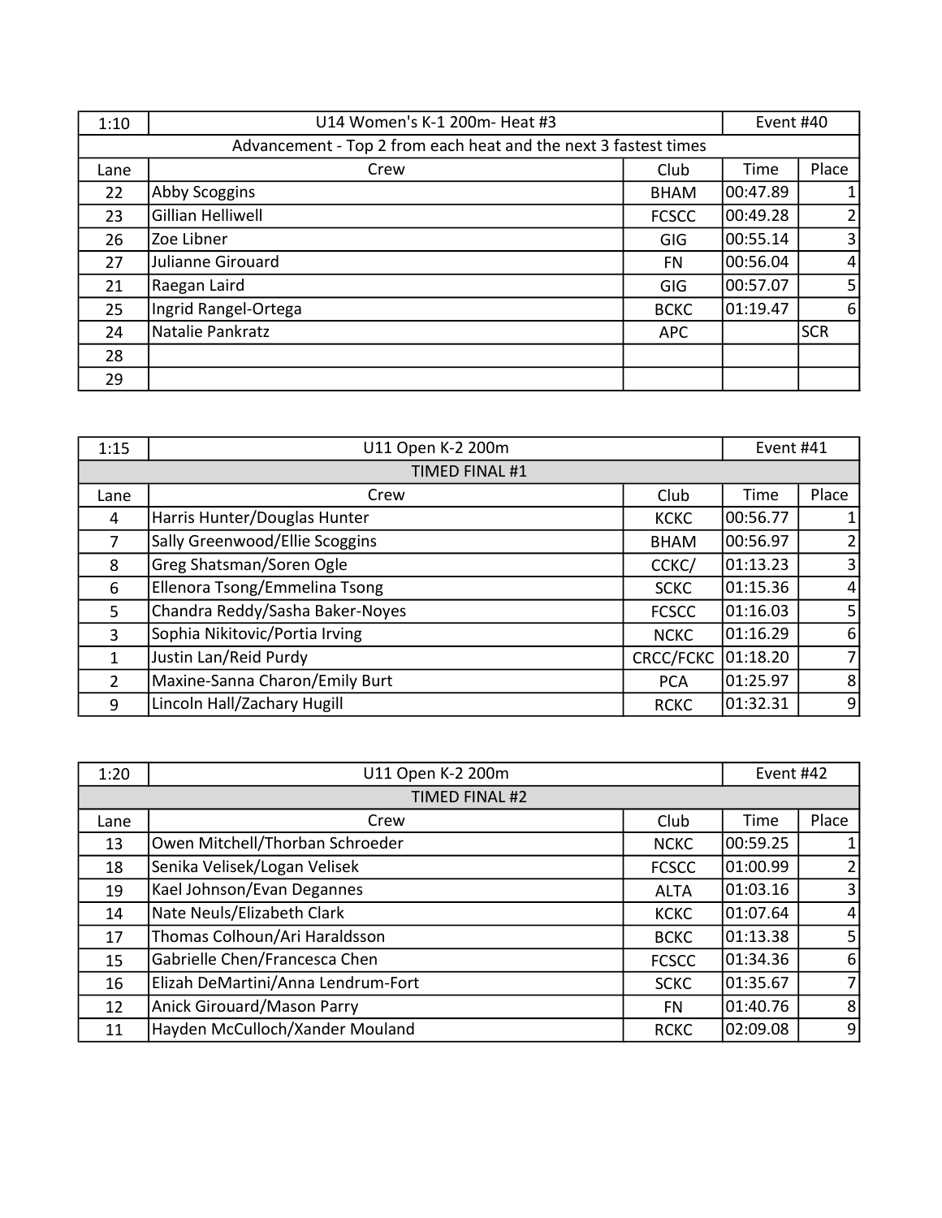| 1:10 | U14 Women's K-1 200m- Heat #3 | | Event #40 | |
|---|---|---|---|---|
| Advancement - Top 2 from each heat and the next 3 fastest times | | | | |
| Lane | Crew | Club | Time | Place |
| 22 | Abby Scoggins | BHAM | 00:47.89 | 1 |
| 23 | Gillian Helliwell | FCSCC | 00:49.28 | 2 |
| 26 | Zoe Libner | GIG | 00:55.14 | 3 |
| 27 | Julianne Girouard | FN | 00:56.04 | 4 |
| 21 | Raegan Laird | GIG | 00:57.07 | 5 |
| 25 | Ingrid Rangel-Ortega | BCKC | 01:19.47 | 6 |
| 24 | Natalie Pankratz | APC | | SCR |
| 28 | | | | |
| 29 | | | | |

| 1:15 | U11 Open K-2 200m | | Event #41 | |
|---|---|---|---|---|
| TIMED FINAL #1 | | | | |
| Lane | Crew | Club | Time | Place |
| 4 | Harris Hunter/Douglas Hunter | KCKC | 00:56.77 | 1 |
| 7 | Sally Greenwood/Ellie Scoggins | BHAM | 00:56.97 | 2 |
| 8 | Greg Shatsman/Soren Ogle | CCKC/ | 01:13.23 | 3 |
| 6 | Ellenora Tsong/Emmelina Tsong | SCKC | 01:15.36 | 4 |
| 5 | Chandra Reddy/Sasha Baker-Noyes | FCSCC | 01:16.03 | 5 |
| 3 | Sophia Nikitovic/Portia Irving | NCKC | 01:16.29 | 6 |
| 1 | Justin Lan/Reid Purdy | CRCC/FCKC | 01:18.20 | 7 |
| 2 | Maxine-Sanna Charon/Emily Burt | PCA | 01:25.97 | 8 |
| 9 | Lincoln Hall/Zachary Hugill | RCKC | 01:32.31 | 9 |

| 1:20 | U11 Open K-2 200m | | Event #42 | |
|---|---|---|---|---|
| TIMED FINAL #2 | | | | |
| Lane | Crew | Club | Time | Place |
| 13 | Owen Mitchell/Thorban Schroeder | NCKC | 00:59.25 | 1 |
| 18 | Senika Velisek/Logan Velisek | FCSCC | 01:00.99 | 2 |
| 19 | Kael Johnson/Evan Degannes | ALTA | 01:03.16 | 3 |
| 14 | Nate Neuls/Elizabeth Clark | KCKC | 01:07.64 | 4 |
| 17 | Thomas Colhoun/Ari Haraldsson | BCKC | 01:13.38 | 5 |
| 15 | Gabrielle Chen/Francesca Chen | FCSCC | 01:34.36 | 6 |
| 16 | Elizah DeMartini/Anna Lendrum-Fort | SCKC | 01:35.67 | 7 |
| 12 | Anick Girouard/Mason Parry | FN | 01:40.76 | 8 |
| 11 | Hayden McCulloch/Xander Mouland | RCKC | 02:09.08 | 9 |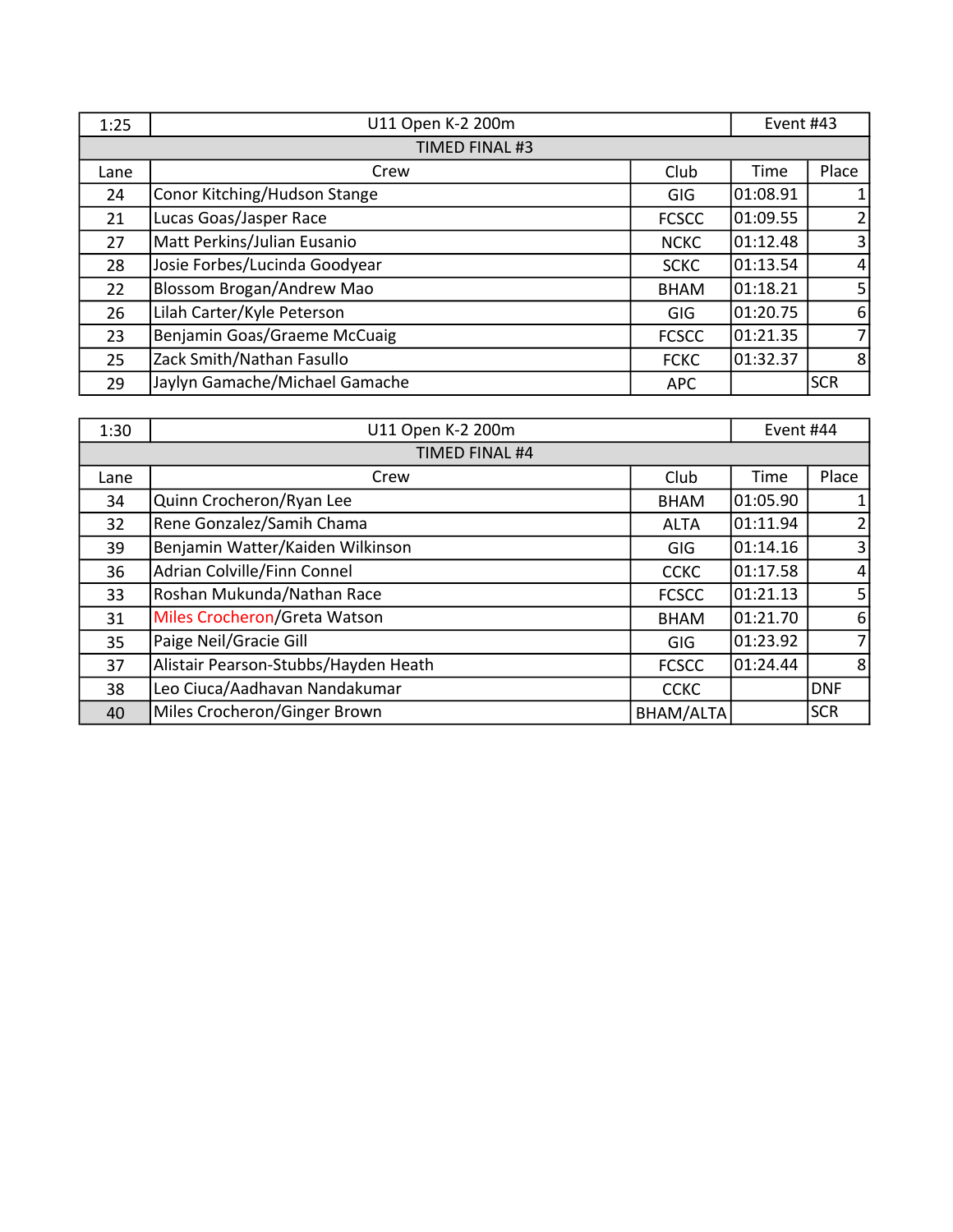| 1:25 | U11 Open K-2 200m | | Event #43 | |
|---|---|---|---|---|
| TIMED FINAL #3 | | | | |
| Lane | Crew | Club | Time | Place |
| 24 | Conor Kitching/Hudson Stange | GIG | 01:08.91 | 1 |
| 21 | Lucas Goas/Jasper Race | FCSCC | 01:09.55 | 2 |
| 27 | Matt Perkins/Julian Eusanio | NCKC | 01:12.48 | 3 |
| 28 | Josie Forbes/Lucinda Goodyear | SCKC | 01:13.54 | 4 |
| 22 | Blossom Brogan/Andrew Mao | BHAM | 01:18.21 | 5 |
| 26 | Lilah Carter/Kyle Peterson | GIG | 01:20.75 | 6 |
| 23 | Benjamin Goas/Graeme McCuaig | FCSCC | 01:21.35 | 7 |
| 25 | Zack Smith/Nathan Fasullo | FCKC | 01:32.37 | 8 |
| 29 | Jaylyn Gamache/Michael Gamache | APC | | SCR |

| 1:30 | U11 Open K-2 200m | | Event #44 | |
|---|---|---|---|---|
| TIMED FINAL #4 | | | | |
| Lane | Crew | Club | Time | Place |
| 34 | Quinn Crocheron/Ryan Lee | BHAM | 01:05.90 | 1 |
| 32 | Rene Gonzalez/Samih Chama | ALTA | 01:11.94 | 2 |
| 39 | Benjamin Watter/Kaiden Wilkinson | GIG | 01:14.16 | 3 |
| 36 | Adrian Colville/Finn Connel | CCKC | 01:17.58 | 4 |
| 33 | Roshan Mukunda/Nathan Race | FCSCC | 01:21.13 | 5 |
| 31 | Miles Crocheron/Greta Watson | BHAM | 01:21.70 | 6 |
| 35 | Paige Neil/Gracie Gill | GIG | 01:23.92 | 7 |
| 37 | Alistair Pearson-Stubbs/Hayden Heath | FCSCC | 01:24.44 | 8 |
| 38 | Leo Ciuca/Aadhavan Nandakumar | CCKC | | DNF |
| 40 | Miles Crocheron/Ginger Brown | BHAM/ALTA | | SCR |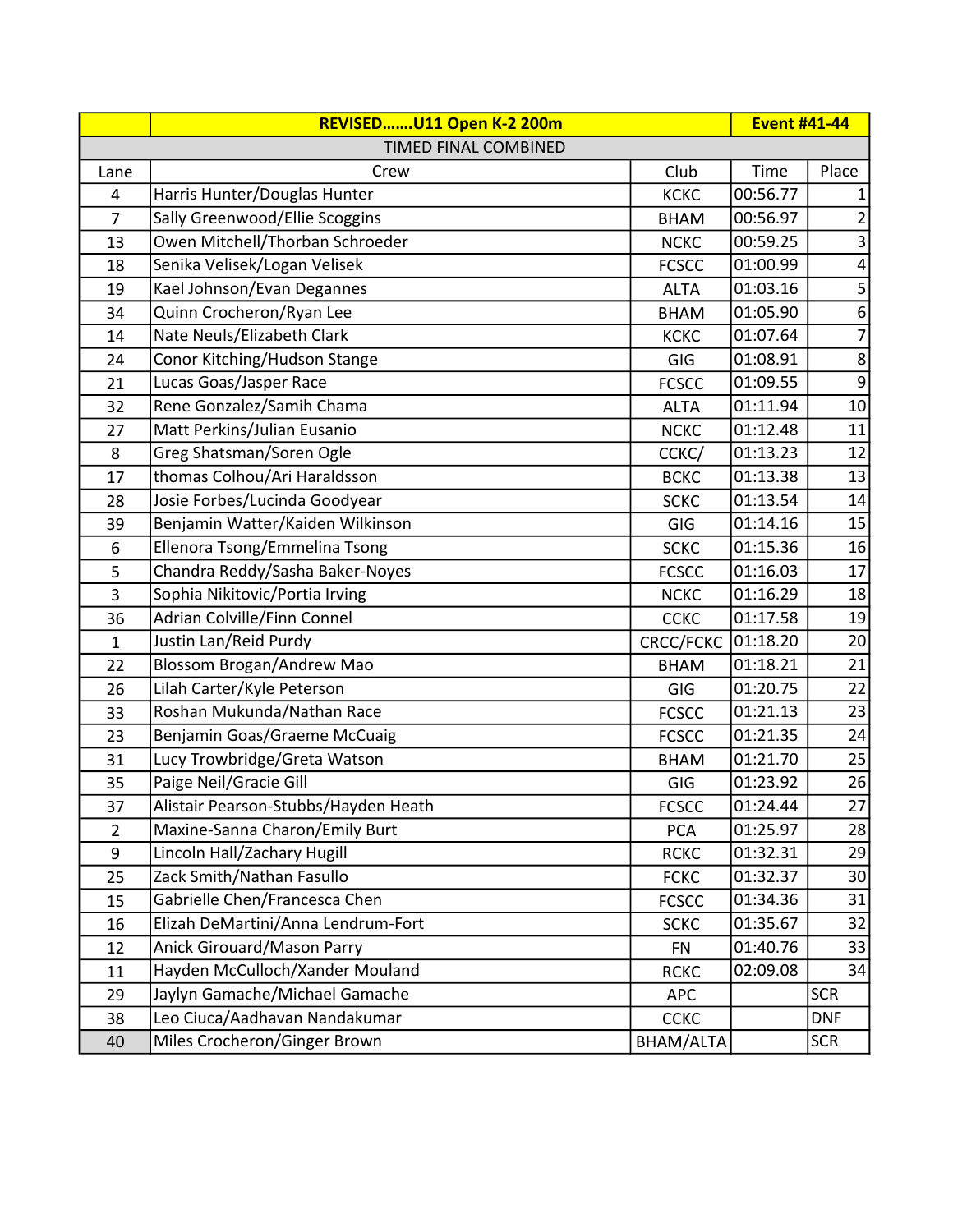| | REVISED.......U11 Open K-2 200m | | | Event #41-44 |
|---|---|---|---|---|
| | TIMED FINAL COMBINED | | | |
| Lane | Crew | Club | Time | Place |
| 4 | Harris Hunter/Douglas Hunter | KCKC | 00:56.77 | 1 |
| 7 | Sally Greenwood/Ellie Scoggins | BHAM | 00:56.97 | 2 |
| 13 | Owen Mitchell/Thorban Schroeder | NCKC | 00:59.25 | 3 |
| 18 | Senika Velisek/Logan Velisek | FCSCC | 01:00.99 | 4 |
| 19 | Kael Johnson/Evan Degannes | ALTA | 01:03.16 | 5 |
| 34 | Quinn Crocheron/Ryan Lee | BHAM | 01:05.90 | 6 |
| 14 | Nate Neuls/Elizabeth Clark | KCKC | 01:07.64 | 7 |
| 24 | Conor Kitching/Hudson Stange | GIG | 01:08.91 | 8 |
| 21 | Lucas Goas/Jasper Race | FCSCC | 01:09.55 | 9 |
| 32 | Rene Gonzalez/Samih Chama | ALTA | 01:11.94 | 10 |
| 27 | Matt Perkins/Julian Eusanio | NCKC | 01:12.48 | 11 |
| 8 | Greg Shatsman/Soren Ogle | CCKC/ | 01:13.23 | 12 |
| 17 | thomas Colhou/Ari Haraldsson | BCKC | 01:13.38 | 13 |
| 28 | Josie Forbes/Lucinda Goodyear | SCKC | 01:13.54 | 14 |
| 39 | Benjamin Watter/Kaiden Wilkinson | GIG | 01:14.16 | 15 |
| 6 | Ellenora Tsong/Emmelina Tsong | SCKC | 01:15.36 | 16 |
| 5 | Chandra Reddy/Sasha Baker-Noyes | FCSCC | 01:16.03 | 17 |
| 3 | Sophia Nikitovic/Portia Irving | NCKC | 01:16.29 | 18 |
| 36 | Adrian Colville/Finn Connel | CCKC | 01:17.58 | 19 |
| 1 | Justin Lan/Reid Purdy | CRCC/FCKC | 01:18.20 | 20 |
| 22 | Blossom Brogan/Andrew Mao | BHAM | 01:18.21 | 21 |
| 26 | Lilah Carter/Kyle Peterson | GIG | 01:20.75 | 22 |
| 33 | Roshan Mukunda/Nathan Race | FCSCC | 01:21.13 | 23 |
| 23 | Benjamin Goas/Graeme McCuaig | FCSCC | 01:21.35 | 24 |
| 31 | Lucy Trowbridge/Greta Watson | BHAM | 01:21.70 | 25 |
| 35 | Paige Neil/Gracie Gill | GIG | 01:23.92 | 26 |
| 37 | Alistair Pearson-Stubbs/Hayden Heath | FCSCC | 01:24.44 | 27 |
| 2 | Maxine-Sanna Charon/Emily Burt | PCA | 01:25.97 | 28 |
| 9 | Lincoln Hall/Zachary Hugill | RCKC | 01:32.31 | 29 |
| 25 | Zack Smith/Nathan Fasullo | FCKC | 01:32.37 | 30 |
| 15 | Gabrielle Chen/Francesca Chen | FCSCC | 01:34.36 | 31 |
| 16 | Elizah DeMartini/Anna Lendrum-Fort | SCKC | 01:35.67 | 32 |
| 12 | Anick Girouard/Mason Parry | FN | 01:40.76 | 33 |
| 11 | Hayden McCulloch/Xander Mouland | RCKC | 02:09.08 | 34 |
| 29 | Jaylyn Gamache/Michael Gamache | APC | | SCR |
| 38 | Leo Ciuca/Aadhavan Nandakumar | CCKC | | DNF |
| 40 | Miles Crocheron/Ginger Brown | BHAM/ALTA | | SCR |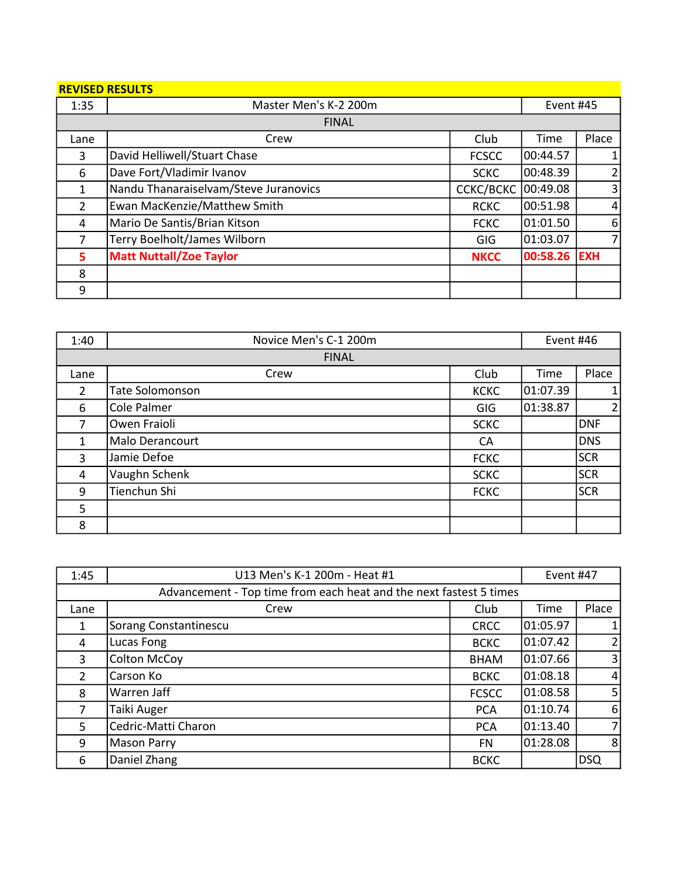**REVISED RESULTS**

| 1:35 | Master Men's K-2 200m | | Event #45 | |
|---|---|---|---|---|
| FINAL | | | | |
| Lane | Crew | Club | Time | Place |
| 3 | David Helliwell/Stuart Chase | FCSCC | 00:44.57 | 1 |
| 6 | Dave Fort/Vladimir Ivanov | SCKC | 00:48.39 | 2 |
| 1 | Nandu Thanaraiselvam/Steve Juranovics | CCKC/BCKC | 00:49.08 | 3 |
| 2 | Ewan MacKenzie/Matthew Smith | RCKC | 00:51.98 | 4 |
| 4 | Mario De Santis/Brian Kitson | FCKC | 01:01.50 | 6 |
| 7 | Terry Boelholt/James Wilborn | GIG | 01:03.07 | 7 |
| 5 | Matt Nuttall/Zoe Taylor | NKCC | 00:58.26 | EXH |
| 8 | | | | |
| 9 | | | | |

| 1:40 | Novice Men's C-1 200m | | Event #46 | |
|---|---|---|---|---|
| FINAL | | | | |
| Lane | Crew | Club | Time | Place |
| 2 | Tate Solomonson | KCKC | 01:07.39 | 1 |
| 6 | Cole Palmer | GIG | 01:38.87 | 2 |
| 7 | Owen Fraioli | SCKC | | DNF |
| 1 | Malo Derancourt | CA | | DNS |
| 3 | Jamie Defoe | FCKC | | SCR |
| 4 | Vaughn Schenk | SCKC | | SCR |
| 9 | Tienchun Shi | FCKC | | SCR |
| 5 | | | | |
| 8 | | | | |

| 1:45 | U13 Men's K-1 200m - Heat #1 | | Event #47 | |
|---|---|---|---|---|
| Advancement - Top time from each heat and the next fastest 5 times | | | | |
| Lane | Crew | Club | Time | Place |
| 1 | Sorang Constantinescu | CRCC | 01:05.97 | 1 |
| 4 | Lucas Fong | BCKC | 01:07.42 | 2 |
| 3 | Colton McCoy | BHAM | 01:07.66 | 3 |
| 2 | Carson Ko | BCKC | 01:08.18 | 4 |
| 8 | Warren Jaff | FCSCC | 01:08.58 | 5 |
| 7 | Taiki Auger | PCA | 01:10.74 | 6 |
| 5 | Cedric-Matti Charon | PCA | 01:13.40 | 7 |
| 9 | Mason Parry | FN | 01:28.08 | 8 |
| 6 | Daniel Zhang | BCKC | | DSQ |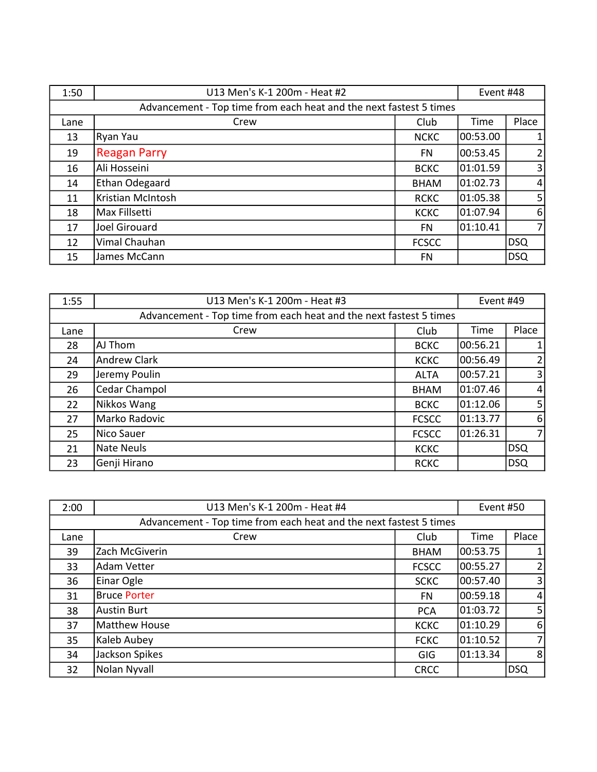| 1:50 | U13 Men's K-1 200m - Heat #2 | | Event #48 | |
|---|---|---|---|---|
| Advancement - Top time from each heat and the next fastest 5 times | | | | |
| Lane | Crew | Club | Time | Place |
| 13 | Ryan Yau | NCKC | 00:53.00 | 1 |
| 19 | Reagan Parry | FN | 00:53.45 | 2 |
| 16 | Ali Hosseini | BCKC | 01:01.59 | 3 |
| 14 | Ethan Odegaard | BHAM | 01:02.73 | 4 |
| 11 | Kristian McIntosh | RCKC | 01:05.38 | 5 |
| 18 | Max Fillsetti | KCKC | 01:07.94 | 6 |
| 17 | Joel Girouard | FN | 01:10.41 | 7 |
| 12 | Vimal Chauhan | FCSCC | | DSQ |
| 15 | James McCann | FN | | DSQ |

| 1:55 | U13 Men's K-1 200m - Heat #3 | | Event #49 | |
|---|---|---|---|---|
| Advancement - Top time from each heat and the next fastest 5 times | | | | |
| Lane | Crew | Club | Time | Place |
| 28 | AJ Thom | BCKC | 00:56.21 | 1 |
| 24 | Andrew Clark | KCKC | 00:56.49 | 2 |
| 29 | Jeremy Poulin | ALTA | 00:57.21 | 3 |
| 26 | Cedar Champol | BHAM | 01:07.46 | 4 |
| 22 | Nikkos Wang | BCKC | 01:12.06 | 5 |
| 27 | Marko Radovic | FCSCC | 01:13.77 | 6 |
| 25 | Nico Sauer | FCSCC | 01:26.31 | 7 |
| 21 | Nate Neuls | KCKC | | DSQ |
| 23 | Genji Hirano | RCKC | | DSQ |

| 2:00 | U13 Men's K-1 200m - Heat #4 | | Event #50 | |
|---|---|---|---|---|
| Advancement - Top time from each heat and the next fastest 5 times | | | | |
| Lane | Crew | Club | Time | Place |
| 39 | Zach McGiverin | BHAM | 00:53.75 | 1 |
| 33 | Adam Vetter | FCSCC | 00:55.27 | 2 |
| 36 | Einar Ogle | SCKC | 00:57.40 | 3 |
| 31 | Bruce Porter | FN | 00:59.18 | 4 |
| 38 | Austin Burt | PCA | 01:03.72 | 5 |
| 37 | Matthew House | KCKC | 01:10.29 | 6 |
| 35 | Kaleb Aubey | FCKC | 01:10.52 | 7 |
| 34 | Jackson Spikes | GIG | 01:13.34 | 8 |
| 32 | Nolan Nyvall | CRCC | | DSQ |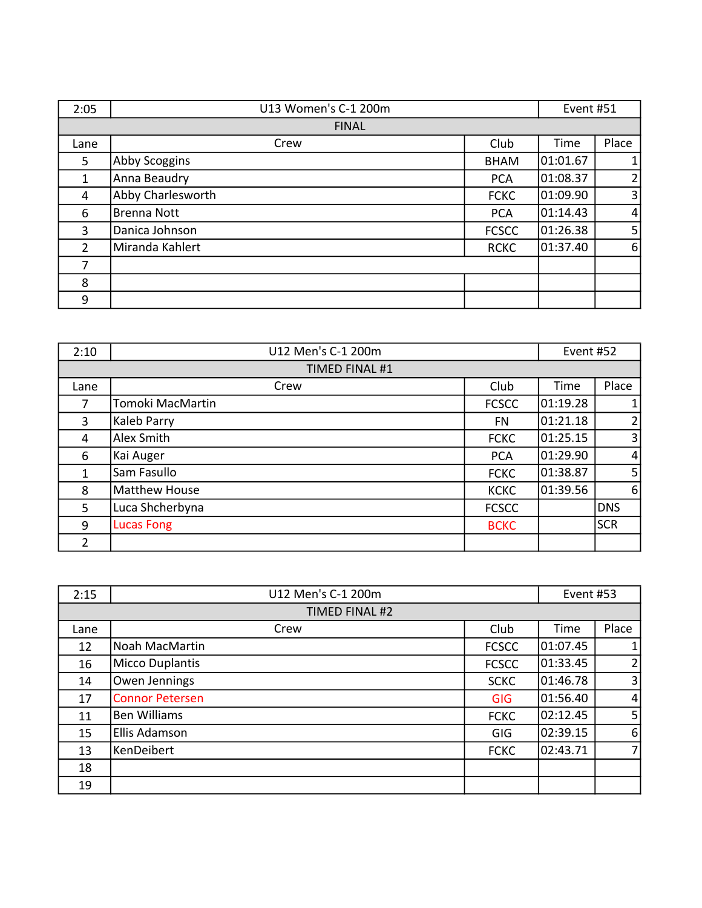| 2:05 | U13 Women's C-1 200m | | Event #51 | |
|---|---|---|---|---|
| FINAL | | | | |
| Lane | Crew | Club | Time | Place |
| 5 | Abby Scoggins | BHAM | 01:01.67 | 1 |
| 1 | Anna Beaudry | PCA | 01:08.37 | 2 |
| 4 | Abby Charlesworth | FCKC | 01:09.90 | 3 |
| 6 | Brenna Nott | PCA | 01:14.43 | 4 |
| 3 | Danica Johnson | FCSCC | 01:26.38 | 5 |
| 2 | Miranda Kahlert | RCKC | 01:37.40 | 6 |
| 7 | | | | |
| 8 | | | | |
| 9 | | | | |

| 2:10 | U12 Men's C-1 200m | | Event #52 | |
|---|---|---|---|---|
| TIMED FINAL #1 | | | | |
| Lane | Crew | Club | Time | Place |
| 7 | Tomoki MacMartin | FCSCC | 01:19.28 | 1 |
| 3 | Kaleb Parry | FN | 01:21.18 | 2 |
| 4 | Alex Smith | FCKC | 01:25.15 | 3 |
| 6 | Kai Auger | PCA | 01:29.90 | 4 |
| 1 | Sam Fasullo | FCKC | 01:38.87 | 5 |
| 8 | Matthew House | KCKC | 01:39.56 | 6 |
| 5 | Luca Shcherbyna | FCSCC | | DNS |
| 9 | Lucas Fong | BCKC | | SCR |
| 2 | | | | |

| 2:15 | U12 Men's C-1 200m | | Event #53 | |
|---|---|---|---|---|
| TIMED FINAL #2 | | | | |
| Lane | Crew | Club | Time | Place |
| 12 | Noah MacMartin | FCSCC | 01:07.45 | 1 |
| 16 | Micco Duplantis | FCSCC | 01:33.45 | 2 |
| 14 | Owen Jennings | SCKC | 01:46.78 | 3 |
| 17 | Connor Petersen | GIG | 01:56.40 | 4 |
| 11 | Ben Williams | FCKC | 02:12.45 | 5 |
| 15 | Ellis Adamson | GIG | 02:39.15 | 6 |
| 13 | KenDeibert | FCKC | 02:43.71 | 7 |
| 18 | | | | |
| 19 | | | | |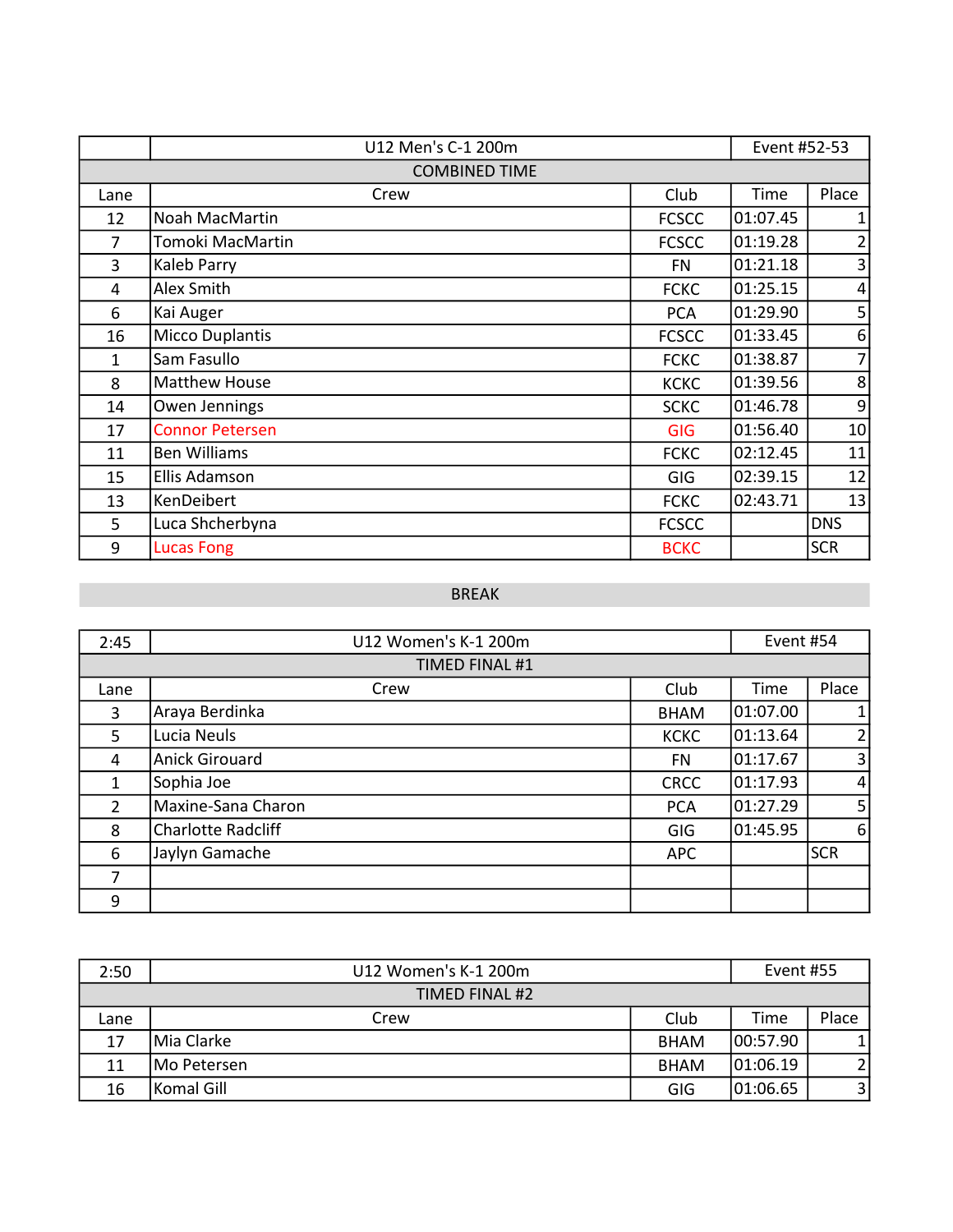| | U12 Men's C-1 200m | | Event #52-53 | |
|---|---|---|---|---|
| COMBINED TIME | | | | |
| Lane | Crew | Club | Time | Place |
| 12 | Noah MacMartin | FCSCC | 01:07.45 | 1 |
| 7 | Tomoki MacMartin | FCSCC | 01:19.28 | 2 |
| 3 | Kaleb Parry | FN | 01:21.18 | 3 |
| 4 | Alex Smith | FCKC | 01:25.15 | 4 |
| 6 | Kai Auger | PCA | 01:29.90 | 5 |
| 16 | Micco Duplantis | FCSCC | 01:33.45 | 6 |
| 1 | Sam Fasullo | FCKC | 01:38.87 | 7 |
| 8 | Matthew House | KCKC | 01:39.56 | 8 |
| 14 | Owen Jennings | SCKC | 01:46.78 | 9 |
| 17 | Connor Petersen | GIG | 01:56.40 | 10 |
| 11 | Ben Williams | FCKC | 02:12.45 | 11 |
| 15 | Ellis Adamson | GIG | 02:39.15 | 12 |
| 13 | KenDeibert | FCKC | 02:43.71 | 13 |
| 5 | Luca Shcherbyna | FCSCC | | DNS |
| 9 | Lucas Fong | BCKC | | SCR |

BREAK

| 2:45 | U12 Women's K-1 200m | | Event #54 | |
|---|---|---|---|---|
| TIMED FINAL #1 | | | | |
| Lane | Crew | Club | Time | Place |
| 3 | Araya Berdinka | BHAM | 01:07.00 | 1 |
| 5 | Lucia Neuls | KCKC | 01:13.64 | 2 |
| 4 | Anick Girouard | FN | 01:17.67 | 3 |
| 1 | Sophia Joe | CRCC | 01:17.93 | 4 |
| 2 | Maxine-Sana Charon | PCA | 01:27.29 | 5 |
| 8 | Charlotte Radcliff | GIG | 01:45.95 | 6 |
| 6 | Jaylyn Gamache | APC | | SCR |
| 7 | | | | |
| 9 | | | | |

| 2:50 | U12 Women's K-1 200m | | Event #55 | |
|---|---|---|---|---|
| TIMED FINAL #2 | | | | |
| Lane | Crew | Club | Time | Place |
| 17 | Mia Clarke | BHAM | 00:57.90 | 1 |
| 11 | Mo Petersen | BHAM | 01:06.19 | 2 |
| 16 | Komal Gill | GIG | 01:06.65 | 3 |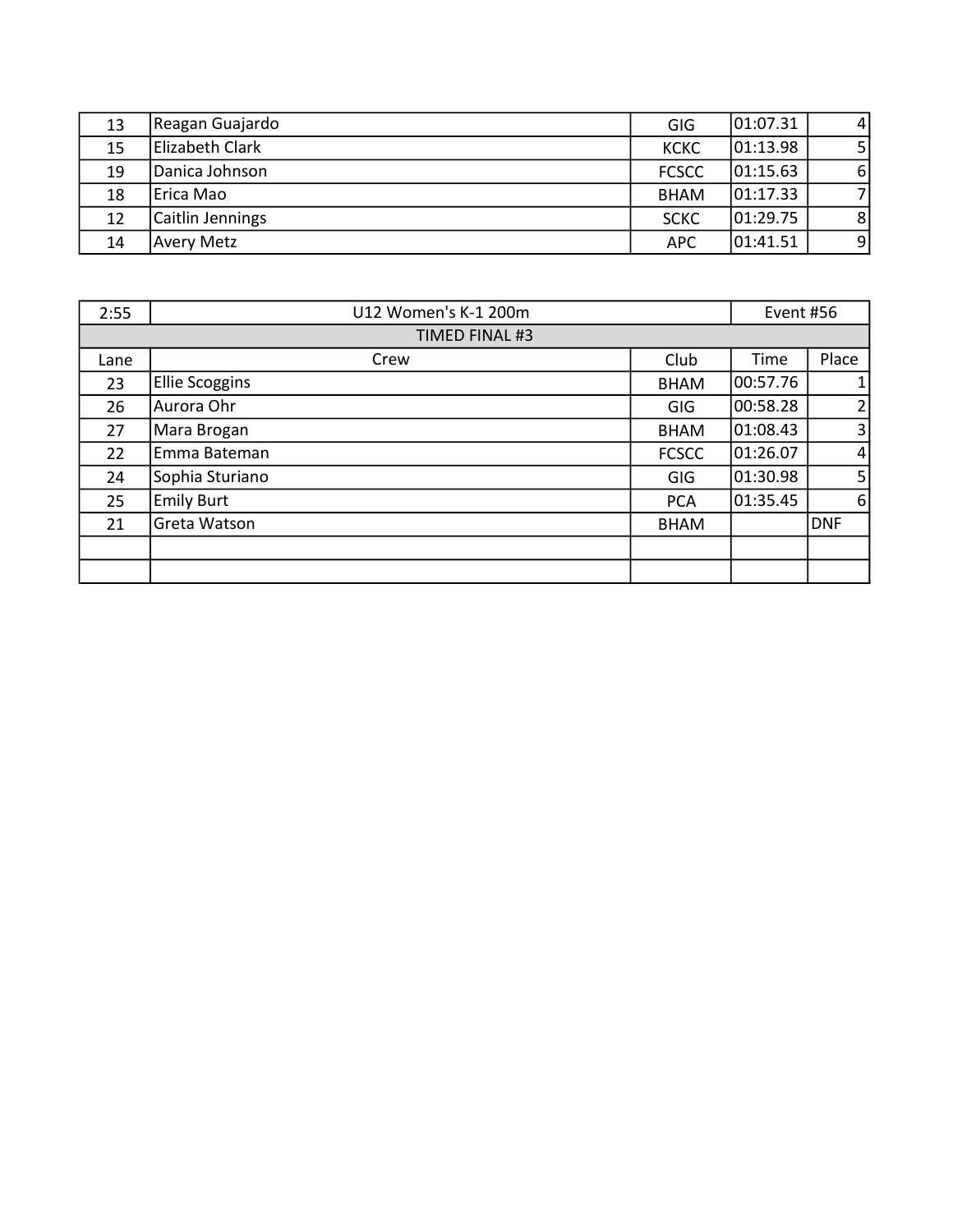| | | | | |
|---|---|---|---|---|
| 13 | Reagan Guajardo | GIG | 01:07.31 | 4 |
| 15 | Elizabeth Clark | KCKC | 01:13.98 | 5 |
| 19 | Danica Johnson | FCSCC | 01:15.63 | 6 |
| 18 | Erica Mao | BHAM | 01:17.33 | 7 |
| 12 | Caitlin Jennings | SCKC | 01:29.75 | 8 |
| 14 | Avery Metz | APC | 01:41.51 | 9 |

| 2:55 | U12 Women's K-1 200m | | Event #56 | |
|---|---|---|---|---|
| TIMED FINAL #3 | | | | |
| Lane | Crew | Club | Time | Place |
| 23 | Ellie Scoggins | BHAM | 00:57.76 | 1 |
| 26 | Aurora Ohr | GIG | 00:58.28 | 2 |
| 27 | Mara Brogan | BHAM | 01:08.43 | 3 |
| 22 | Emma Bateman | FCSCC | 01:26.07 | 4 |
| 24 | Sophia Sturiano | GIG | 01:30.98 | 5 |
| 25 | Emily Burt | PCA | 01:35.45 | 6 |
| 21 | Greta Watson | BHAM | | DNF |
| | | | | |
| | | | | |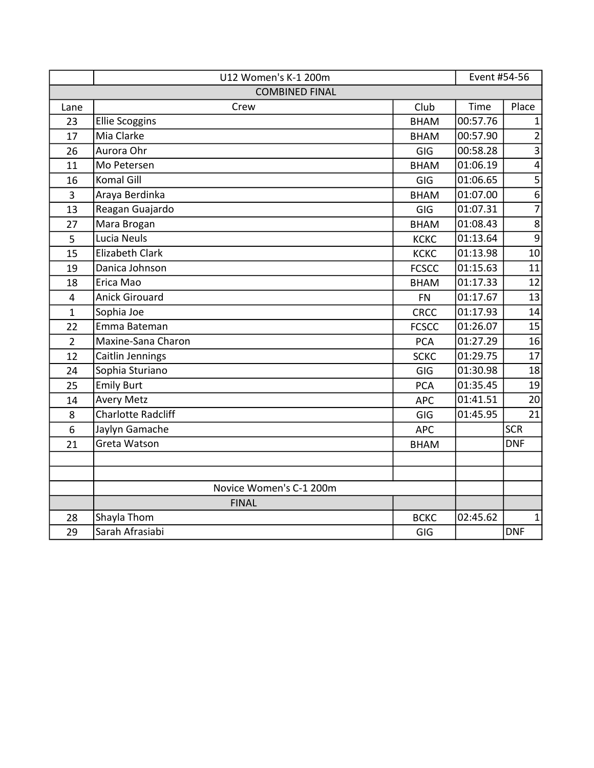| | U12 Women's K-1 200m | | Event #54-56 | |
|---|---|---|---|---|
| | COMBINED FINAL | | | |
| Lane | Crew | Club | Time | Place |
| 23 | Ellie Scoggins | BHAM | 00:57.76 | 1 |
| 17 | Mia Clarke | BHAM | 00:57.90 | 2 |
| 26 | Aurora Ohr | GIG | 00:58.28 | 3 |
| 11 | Mo Petersen | BHAM | 01:06.19 | 4 |
| 16 | Komal Gill | GIG | 01:06.65 | 5 |
| 3 | Araya Berdinka | BHAM | 01:07.00 | 6 |
| 13 | Reagan Guajardo | GIG | 01:07.31 | 7 |
| 27 | Mara Brogan | BHAM | 01:08.43 | 8 |
| 5 | Lucia Neuls | KCKC | 01:13.64 | 9 |
| 15 | Elizabeth Clark | KCKC | 01:13.98 | 10 |
| 19 | Danica Johnson | FCSCC | 01:15.63 | 11 |
| 18 | Erica Mao | BHAM | 01:17.33 | 12 |
| 4 | Anick Girouard | FN | 01:17.67 | 13 |
| 1 | Sophia Joe | CRCC | 01:17.93 | 14 |
| 22 | Emma Bateman | FCSCC | 01:26.07 | 15 |
| 2 | Maxine-Sana Charon | PCA | 01:27.29 | 16 |
| 12 | Caitlin Jennings | SCKC | 01:29.75 | 17 |
| 24 | Sophia Sturiano | GIG | 01:30.98 | 18 |
| 25 | Emily Burt | PCA | 01:35.45 | 19 |
| 14 | Avery Metz | APC | 01:41.51 | 20 |
| 8 | Charlotte Radcliff | GIG | 01:45.95 | 21 |
| 6 | Jaylyn Gamache | APC | | SCR |
| 21 | Greta Watson | BHAM | | DNF |
| | | | | |
| | | | | |
| | Novice Women's C-1 200m | | | |
| | FINAL | | | |
| 28 | Shayla Thom | BCKC | 02:45.62 | 1 |
| 29 | Sarah Afrasiabi | GIG | | DNF |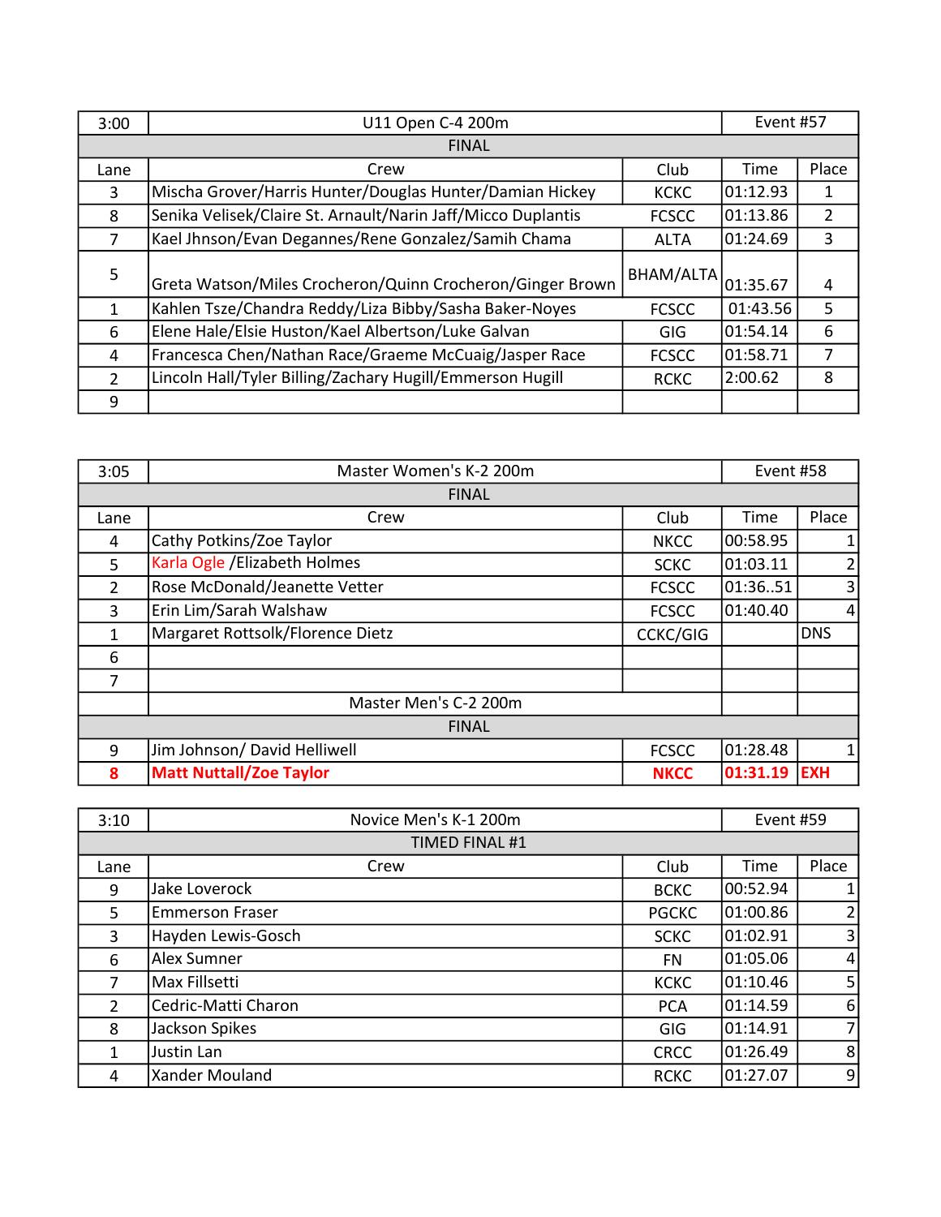| 3:00 | U11 Open C-4 200m | | Event #57 | |
|---|---|---|---|---|
| FINAL | | | | |
| Lane | Crew | Club | Time | Place |
| 3 | Mischa Grover/Harris Hunter/Douglas Hunter/Damian Hickey | KCKC | 01:12.93 | 1 |
| 8 | Senika Velisek/Claire St. Arnault/Narin Jaff/Micco Duplantis | FCSCC | 01:13.86 | 2 |
| 7 | Kael Jhnson/Evan Degannes/Rene Gonzalez/Samih Chama | ALTA | 01:24.69 | 3 |
| 5 | Greta Watson/Miles Crocheron/Quinn Crocheron/Ginger Brown | BHAM/ALTA | 01:35.67 | 4 |
| 1 | Kahlen Tsze/Chandra Reddy/Liza Bibby/Sasha Baker-Noyes | FCSCC | 01:43.56 | 5 |
| 6 | Elene Hale/Elsie Huston/Kael Albertson/Luke Galvan | GIG | 01:54.14 | 6 |
| 4 | Francesca Chen/Nathan Race/Graeme McCuaig/Jasper Race | FCSCC | 01:58.71 | 7 |
| 2 | Lincoln Hall/Tyler Billing/Zachary Hugill/Emmerson Hugill | RCKC | 2:00.62 | 8 |
| 9 | | | | |

| 3:05 | Master Women's K-2 200m | | Event #58 | |
|---|---|---|---|---|
| FINAL | | | | |
| Lane | Crew | Club | Time | Place |
| 4 | Cathy Potkins/Zoe Taylor | NKCC | 00:58.95 | 1 |
| 5 | Karla Ogle /Elizabeth Holmes | SCKC | 01:03.11 | 2 |
| 2 | Rose McDonald/Jeanette Vetter | FCSCC | 01:36..51 | 3 |
| 3 | Erin Lim/Sarah Walshaw | FCSCC | 01:40.40 | 4 |
| 1 | Margaret Rottsolk/Florence Dietz | CCKC/GIG | | DNS |
| 6 | | | | |
| 7 | | | | |
| | Master Men's C-2 200m | | | |
| FINAL | | | | |
| 9 | Jim Johnson/ David Helliwell | FCSCC | 01:28.48 | 1 |
| **8** | **Matt Nuttall/Zoe Taylor** | **NKCC** | **01:31.19** | **EXH** |

| 3:10 | Novice Men's K-1 200m | | Event #59 | |
|---|---|---|---|---|
| TIMED FINAL #1 | | | | |
| Lane | Crew | Club | Time | Place |
| 9 | Jake Loverock | BCKC | 00:52.94 | 1 |
| 5 | Emmerson Fraser | PGCKC | 01:00.86 | 2 |
| 3 | Hayden Lewis-Gosch | SCKC | 01:02.91 | 3 |
| 6 | Alex Sumner | FN | 01:05.06 | 4 |
| 7 | Max Fillsetti | KCKC | 01:10.46 | 5 |
| 2 | Cedric-Matti Charon | PCA | 01:14.59 | 6 |
| 8 | Jackson Spikes | GIG | 01:14.91 | 7 |
| 1 | Justin Lan | CRCC | 01:26.49 | 8 |
| 4 | Xander Mouland | RCKC | 01:27.07 | 9 |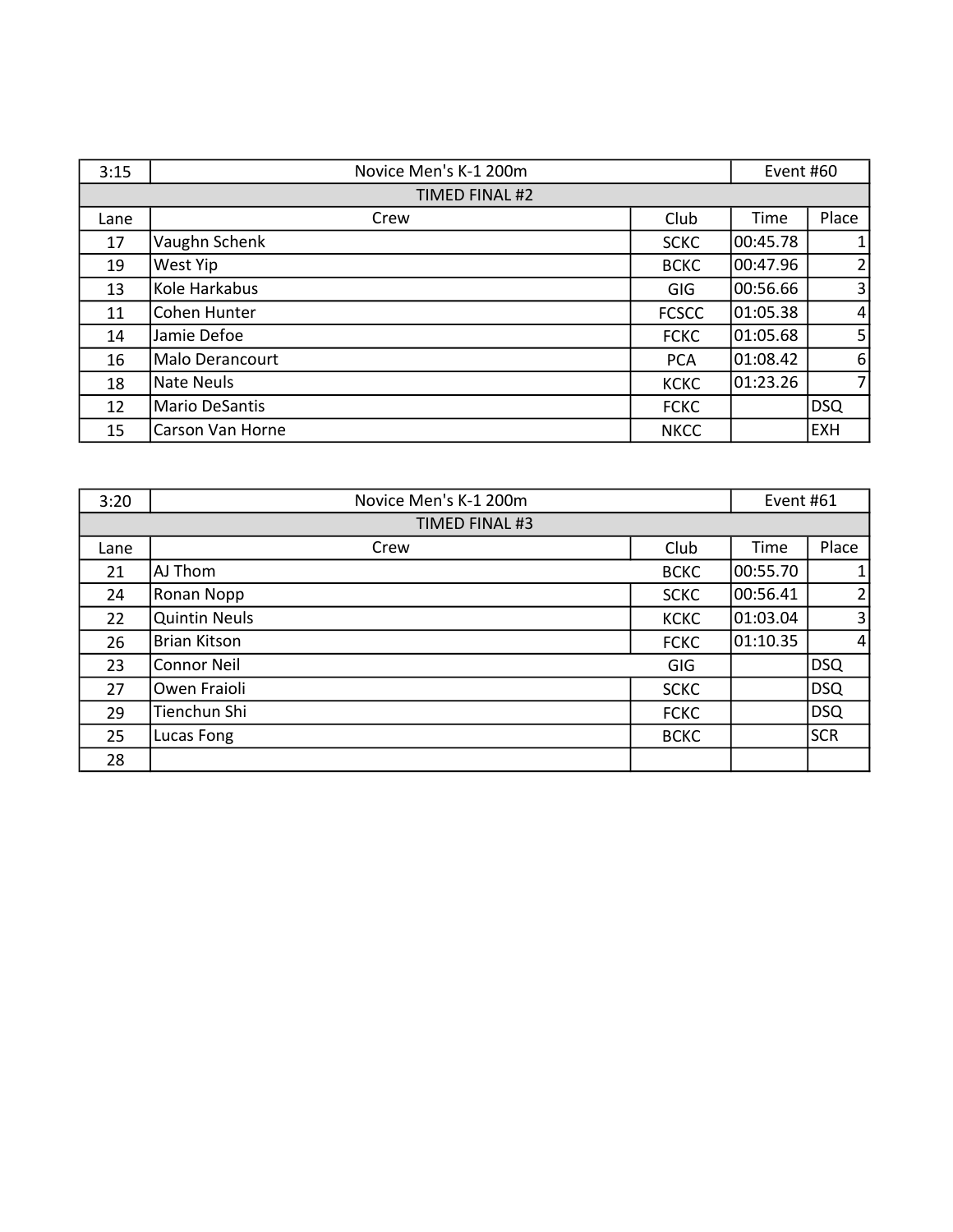| 3:15 | Novice Men's K-1 200m | | Event #60 | |
|---|---|---|---|---|
| TIMED FINAL #2 | | | | |
| Lane | Crew | Club | Time | Place |
| 17 | Vaughn Schenk | SCKC | 00:45.78 | 1 |
| 19 | West Yip | BCKC | 00:47.96 | 2 |
| 13 | Kole Harkabus | GIG | 00:56.66 | 3 |
| 11 | Cohen Hunter | FCSCC | 01:05.38 | 4 |
| 14 | Jamie Defoe | FCKC | 01:05.68 | 5 |
| 16 | Malo Derancourt | PCA | 01:08.42 | 6 |
| 18 | Nate Neuls | KCKC | 01:23.26 | 7 |
| 12 | Mario DeSantis | FCKC | | DSQ |
| 15 | Carson Van Horne | NKCC | | EXH |

| 3:20 | Novice Men's K-1 200m | | Event #61 | |
|---|---|---|---|---|
| TIMED FINAL #3 | | | | |
| Lane | Crew | Club | Time | Place |
| 21 | AJ Thom | BCKC | 00:55.70 | 1 |
| 24 | Ronan Nopp | SCKC | 00:56.41 | 2 |
| 22 | Quintin Neuls | KCKC | 01:03.04 | 3 |
| 26 | Brian Kitson | FCKC | 01:10.35 | 4 |
| 23 | Connor Neil | GIG | | DSQ |
| 27 | Owen Fraioli | SCKC | | DSQ |
| 29 | Tienchun Shi | FCKC | | DSQ |
| 25 | Lucas Fong | BCKC | | SCR |
| 28 | | | | |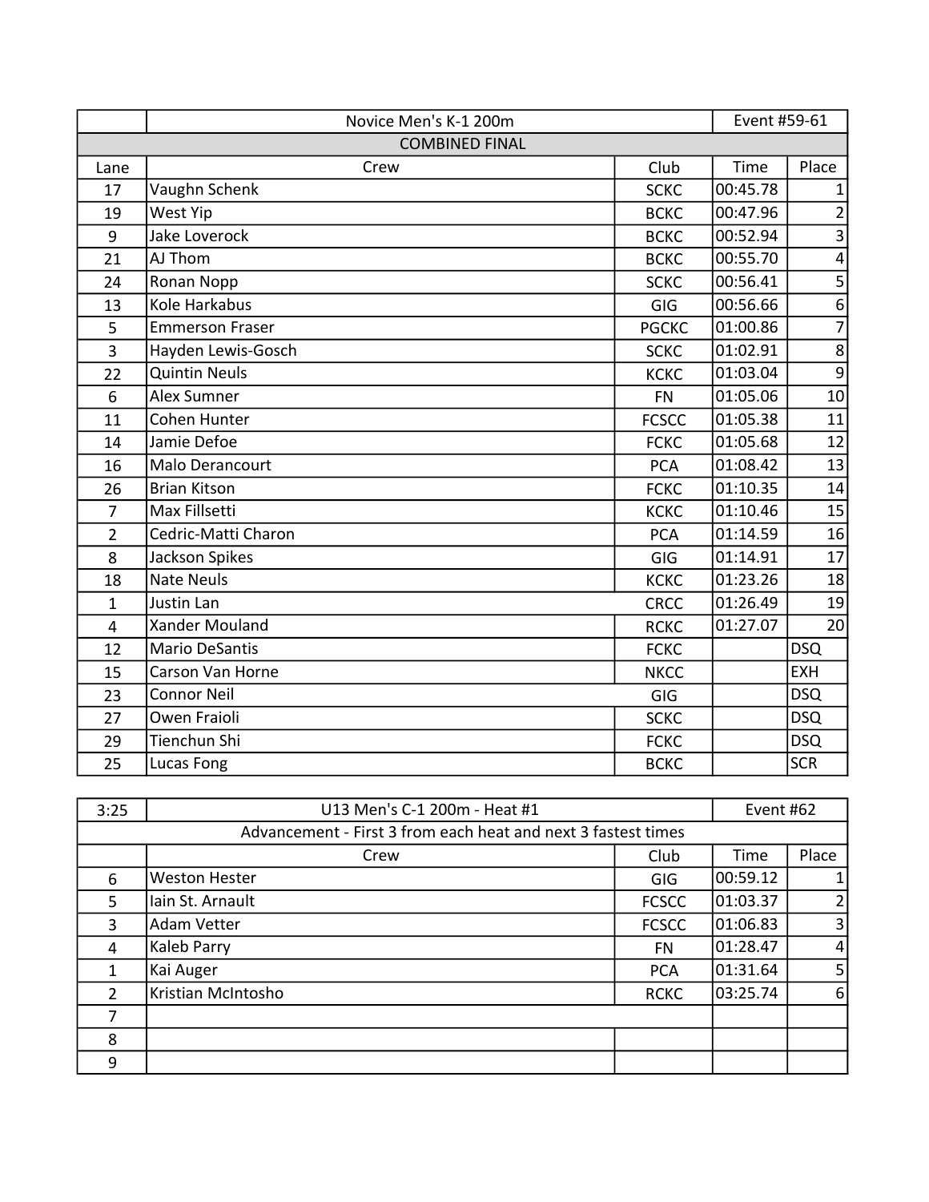| | Novice Men's K-1 200m | | Event #59-61 | |
|---|---|---|---|---|
| COMBINED FINAL | | | | |
| Lane | Crew | Club | Time | Place |
| 17 | Vaughn Schenk | SCKC | 00:45.78 | 1 |
| 19 | West Yip | BCKC | 00:47.96 | 2 |
| 9 | Jake Loverock | BCKC | 00:52.94 | 3 |
| 21 | AJ Thom | BCKC | 00:55.70 | 4 |
| 24 | Ronan Nopp | SCKC | 00:56.41 | 5 |
| 13 | Kole Harkabus | GIG | 00:56.66 | 6 |
| 5 | Emmerson Fraser | PGCKC | 01:00.86 | 7 |
| 3 | Hayden Lewis-Gosch | SCKC | 01:02.91 | 8 |
| 22 | Quintin Neuls | KCKC | 01:03.04 | 9 |
| 6 | Alex Sumner | FN | 01:05.06 | 10 |
| 11 | Cohen Hunter | FCSCC | 01:05.38 | 11 |
| 14 | Jamie Defoe | FCKC | 01:05.68 | 12 |
| 16 | Malo Derancourt | PCA | 01:08.42 | 13 |
| 26 | Brian Kitson | FCKC | 01:10.35 | 14 |
| 7 | Max Fillsetti | KCKC | 01:10.46 | 15 |
| 2 | Cedric-Matti Charon | PCA | 01:14.59 | 16 |
| 8 | Jackson Spikes | GIG | 01:14.91 | 17 |
| 18 | Nate Neuls | KCKC | 01:23.26 | 18 |
| 1 | Justin Lan | CRCC | 01:26.49 | 19 |
| 4 | Xander Mouland | RCKC | 01:27.07 | 20 |
| 12 | Mario DeSantis | FCKC | | DSQ |
| 15 | Carson Van Horne | NKCC | | EXH |
| 23 | Connor Neil | GIG | | DSQ |
| 27 | Owen Fraioli | SCKC | | DSQ |
| 29 | Tienchun Shi | FCKC | | DSQ |
| 25 | Lucas Fong | BCKC | | SCR |

| 3:25 | U13 Men's C-1 200m - Heat #1 | | Event #62 | |
|---|---|---|---|---|
| Advancement - First 3 from each heat and next 3 fastest times | | | | |
| | Crew | Club | Time | Place |
| 6 | Weston Hester | GIG | 00:59.12 | 1 |
| 5 | Iain St. Arnault | FCSCC | 01:03.37 | 2 |
| 3 | Adam Vetter | FCSCC | 01:06.83 | 3 |
| 4 | Kaleb Parry | FN | 01:28.47 | 4 |
| 1 | Kai Auger | PCA | 01:31.64 | 5 |
| 2 | Kristian McIntosho | RCKC | 03:25.74 | 6 |
| 7 | | | | |
| 8 | | | | |
| 9 | | | | |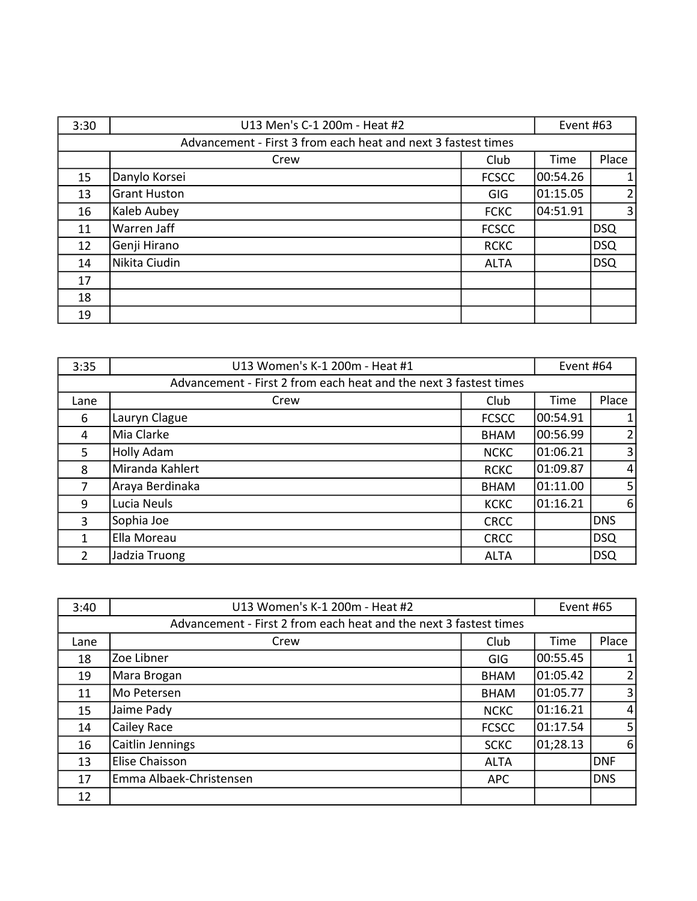| 3:30 | U13 Men's C-1 200m - Heat #2 | | Event #63 | |
|---|---|---|---|---|
| Advancement - First 3 from each heat and next 3 fastest times | | | | |
| | Crew | Club | Time | Place |
| 15 | Danylo Korsei | FCSCC | 00:54.26 | 1 |
| 13 | Grant Huston | GIG | 01:15.05 | 2 |
| 16 | Kaleb Aubey | FCKC | 04:51.91 | 3 |
| 11 | Warren Jaff | FCSCC | | DSQ |
| 12 | Genji Hirano | RCKC | | DSQ |
| 14 | Nikita Ciudin | ALTA | | DSQ |
| 17 | | | | |
| 18 | | | | |
| 19 | | | | |

| 3:35 | U13 Women's K-1 200m - Heat #1 | | Event #64 | |
|---|---|---|---|---|
| Advancement - First 2 from each heat and the next 3 fastest times | | | | |
| Lane | Crew | Club | Time | Place |
| 6 | Lauryn Clague | FCSCC | 00:54.91 | 1 |
| 4 | Mia Clarke | BHAM | 00:56.99 | 2 |
| 5 | Holly Adam | NCKC | 01:06.21 | 3 |
| 8 | Miranda Kahlert | RCKC | 01:09.87 | 4 |
| 7 | Araya Berdinaka | BHAM | 01:11.00 | 5 |
| 9 | Lucia Neuls | KCKC | 01:16.21 | 6 |
| 3 | Sophia Joe | CRCC | | DNS |
| 1 | Ella Moreau | CRCC | | DSQ |
| 2 | Jadzia Truong | ALTA | | DSQ |

| 3:40 | U13 Women's K-1 200m - Heat #2 | | Event #65 | |
|---|---|---|---|---|
| Advancement - First 2 from each heat and the next 3 fastest times | | | | |
| Lane | Crew | Club | Time | Place |
| 18 | Zoe Libner | GIG | 00:55.45 | 1 |
| 19 | Mara Brogan | BHAM | 01:05.42 | 2 |
| 11 | Mo Petersen | BHAM | 01:05.77 | 3 |
| 15 | Jaime Pady | NCKC | 01:16.21 | 4 |
| 14 | Cailey Race | FCSCC | 01:17.54 | 5 |
| 16 | Caitlin Jennings | SCKC | 01;28.13 | 6 |
| 13 | Elise Chaisson | ALTA | | DNF |
| 17 | Emma Albaek-Christensen | APC | | DNS |
| 12 | | | | |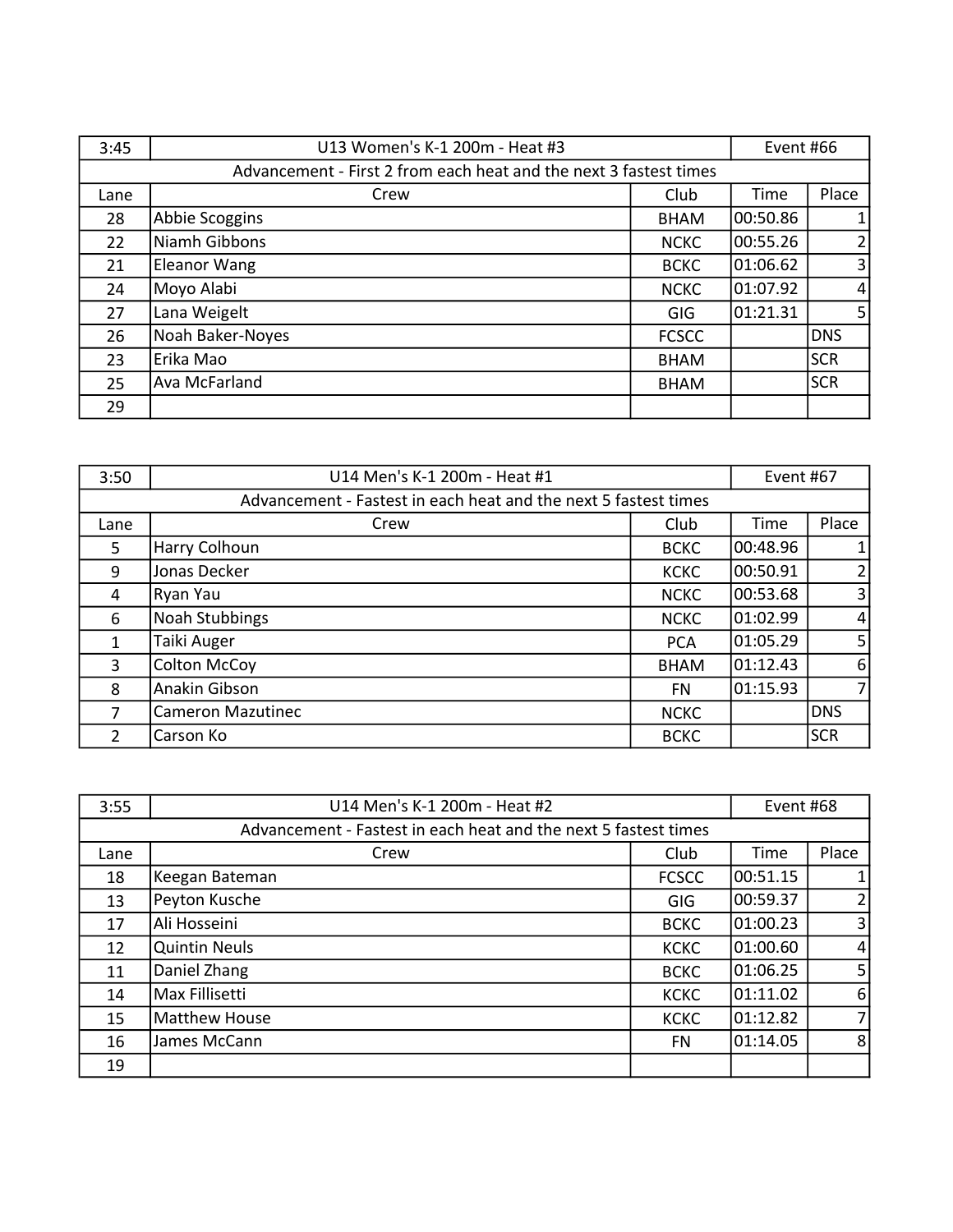| 3:45 | U13 Women's K-1 200m - Heat #3 | | Event #66 | |
|---|---|---|---|---|
| Advancement - First 2 from each heat and the next 3 fastest times | | | | |
| Lane | Crew | Club | Time | Place |
| 28 | Abbie Scoggins | BHAM | 00:50.86 | 1 |
| 22 | Niamh Gibbons | NCKC | 00:55.26 | 2 |
| 21 | Eleanor Wang | BCKC | 01:06.62 | 3 |
| 24 | Moyo Alabi | NCKC | 01:07.92 | 4 |
| 27 | Lana Weigelt | GIG | 01:21.31 | 5 |
| 26 | Noah Baker-Noyes | FCSCC | | DNS |
| 23 | Erika Mao | BHAM | | SCR |
| 25 | Ava McFarland | BHAM | | SCR |
| 29 | | | | |

| 3:50 | U14 Men's K-1 200m - Heat #1 | | Event #67 | |
|---|---|---|---|---|
| Advancement - Fastest in each heat and the next 5 fastest times | | | | |
| Lane | Crew | Club | Time | Place |
| 5 | Harry Colhoun | BCKC | 00:48.96 | 1 |
| 9 | Jonas Decker | KCKC | 00:50.91 | 2 |
| 4 | Ryan Yau | NCKC | 00:53.68 | 3 |
| 6 | Noah Stubbings | NCKC | 01:02.99 | 4 |
| 1 | Taiki Auger | PCA | 01:05.29 | 5 |
| 3 | Colton McCoy | BHAM | 01:12.43 | 6 |
| 8 | Anakin Gibson | FN | 01:15.93 | 7 |
| 7 | Cameron Mazutinec | NCKC | | DNS |
| 2 | Carson Ko | BCKC | | SCR |

| 3:55 | U14 Men's K-1 200m - Heat #2 | | Event #68 | |
|---|---|---|---|---|
| Advancement - Fastest in each heat and the next 5 fastest times | | | | |
| Lane | Crew | Club | Time | Place |
| 18 | Keegan Bateman | FCSCC | 00:51.15 | 1 |
| 13 | Peyton Kusche | GIG | 00:59.37 | 2 |
| 17 | Ali Hosseini | BCKC | 01:00.23 | 3 |
| 12 | Quintin Neuls | KCKC | 01:00.60 | 4 |
| 11 | Daniel Zhang | BCKC | 01:06.25 | 5 |
| 14 | Max Fillisetti | KCKC | 01:11.02 | 6 |
| 15 | Matthew House | KCKC | 01:12.82 | 7 |
| 16 | James McCann | FN | 01:14.05 | 8 |
| 19 | | | | |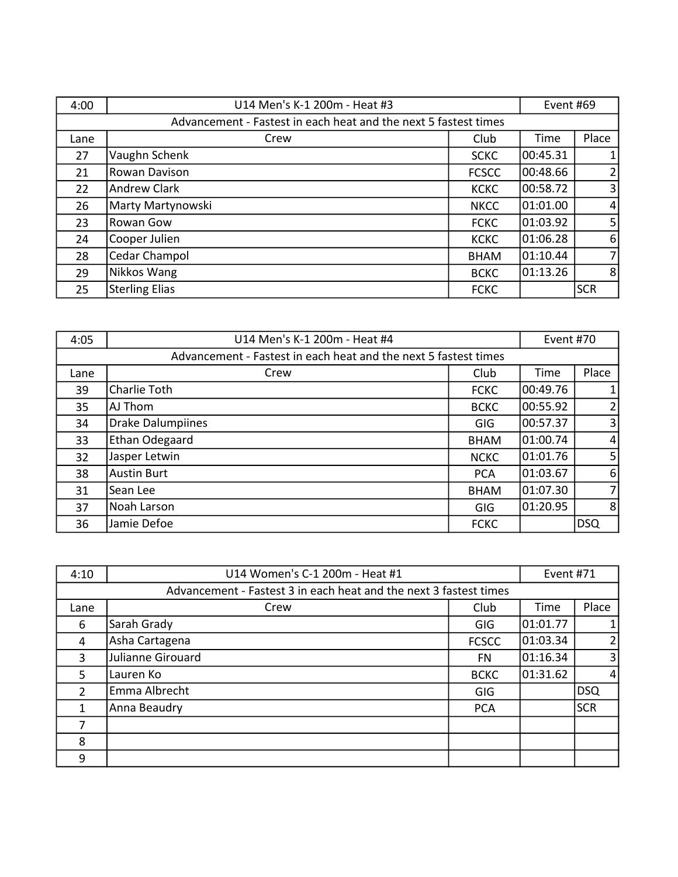| 4:00 | U14 Men's K-1 200m - Heat #3 | | Event #69 | |
|---|---|---|---|---|
| Advancement - Fastest in each heat and the next 5 fastest times | | | | |
| Lane | Crew | Club | Time | Place |
| 27 | Vaughn Schenk | SCKC | 00:45.31 | 1 |
| 21 | Rowan Davison | FCSCC | 00:48.66 | 2 |
| 22 | Andrew Clark | KCKC | 00:58.72 | 3 |
| 26 | Marty Martynowski | NKCC | 01:01.00 | 4 |
| 23 | Rowan Gow | FCKC | 01:03.92 | 5 |
| 24 | Cooper Julien | KCKC | 01:06.28 | 6 |
| 28 | Cedar Champol | BHAM | 01:10.44 | 7 |
| 29 | Nikkos Wang | BCKC | 01:13.26 | 8 |
| 25 | Sterling Elias | FCKC | | SCR |

| 4:05 | U14 Men's K-1 200m - Heat #4 | | Event #70 | |
|---|---|---|---|---|
| Advancement - Fastest in each heat and the next 5 fastest times | | | | |
| Lane | Crew | Club | Time | Place |
| 39 | Charlie Toth | FCKC | 00:49.76 | 1 |
| 35 | AJ Thom | BCKC | 00:55.92 | 2 |
| 34 | Drake Dalumpiines | GIG | 00:57.37 | 3 |
| 33 | Ethan Odegaard | BHAM | 01:00.74 | 4 |
| 32 | Jasper Letwin | NCKC | 01:01.76 | 5 |
| 38 | Austin Burt | PCA | 01:03.67 | 6 |
| 31 | Sean Lee | BHAM | 01:07.30 | 7 |
| 37 | Noah Larson | GIG | 01:20.95 | 8 |
| 36 | Jamie Defoe | FCKC | | DSQ |

| 4:10 | U14 Women's C-1 200m - Heat #1 | | Event #71 | |
|---|---|---|---|---|
| Advancement - Fastest 3 in each heat and the next 3 fastest times | | | | |
| Lane | Crew | Club | Time | Place |
| 6 | Sarah Grady | GIG | 01:01.77 | 1 |
| 4 | Asha Cartagena | FCSCC | 01:03.34 | 2 |
| 3 | Julianne Girouard | FN | 01:16.34 | 3 |
| 5 | Lauren Ko | BCKC | 01:31.62 | 4 |
| 2 | Emma Albrecht | GIG | | DSQ |
| 1 | Anna Beaudry | PCA | | SCR |
| 7 | | | | |
| 8 | | | | |
| 9 | | | | |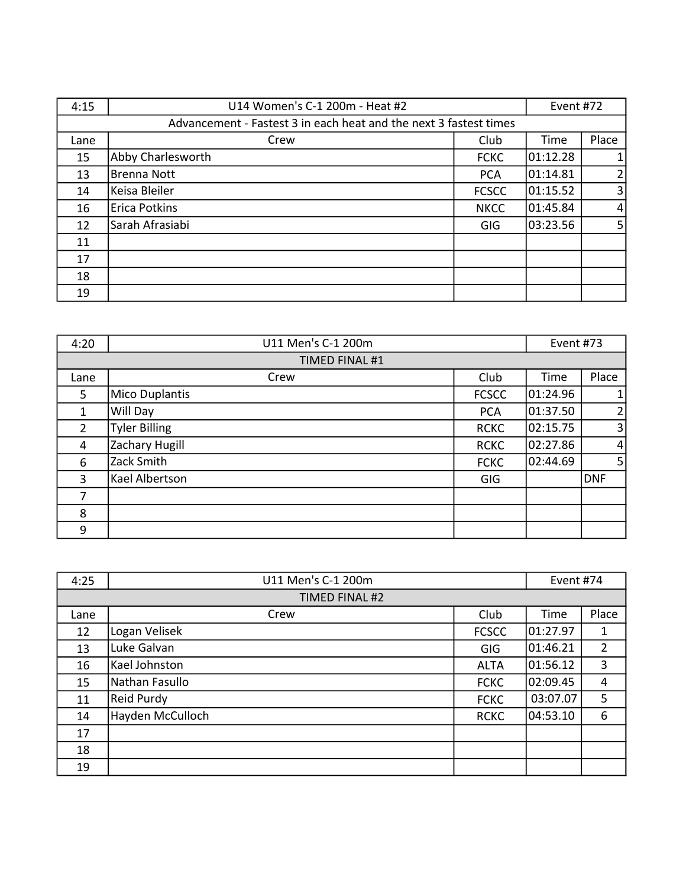| 4:15 | U14 Women's C-1 200m - Heat #2 | | Event #72 | |
|---|---|---|---|---|
| Advancement - Fastest 3 in each heat and the next 3 fastest times | | | | |
| Lane | Crew | Club | Time | Place |
| 15 | Abby Charlesworth | FCKC | 01:12.28 | 1 |
| 13 | Brenna Nott | PCA | 01:14.81 | 2 |
| 14 | Keisa Bleiler | FCSCC | 01:15.52 | 3 |
| 16 | Erica Potkins | NKCC | 01:45.84 | 4 |
| 12 | Sarah Afrasiabi | GIG | 03:23.56 | 5 |
| 11 | | | | |
| 17 | | | | |
| 18 | | | | |
| 19 | | | | |

| 4:20 | U11 Men's C-1 200m | | Event #73 | |
|---|---|---|---|---|
| TIMED FINAL #1 | | | | |
| Lane | Crew | Club | Time | Place |
| 5 | Mico Duplantis | FCSCC | 01:24.96 | 1 |
| 1 | Will Day | PCA | 01:37.50 | 2 |
| 2 | Tyler Billing | RCKC | 02:15.75 | 3 |
| 4 | Zachary Hugill | RCKC | 02:27.86 | 4 |
| 6 | Zack Smith | FCKC | 02:44.69 | 5 |
| 3 | Kael Albertson | GIG | | DNF |
| 7 | | | | |
| 8 | | | | |
| 9 | | | | |

| 4:25 | U11 Men's C-1 200m | | Event #74 | |
|---|---|---|---|---|
| TIMED FINAL #2 | | | | |
| Lane | Crew | Club | Time | Place |
| 12 | Logan Velisek | FCSCC | 01:27.97 | 1 |
| 13 | Luke Galvan | GIG | 01:46.21 | 2 |
| 16 | Kael Johnston | ALTA | 01:56.12 | 3 |
| 15 | Nathan Fasullo | FCKC | 02:09.45 | 4 |
| 11 | Reid Purdy | FCKC | 03:07.07 | 5 |
| 14 | Hayden McCulloch | RCKC | 04:53.10 | 6 |
| 17 | | | | |
| 18 | | | | |
| 19 | | | | |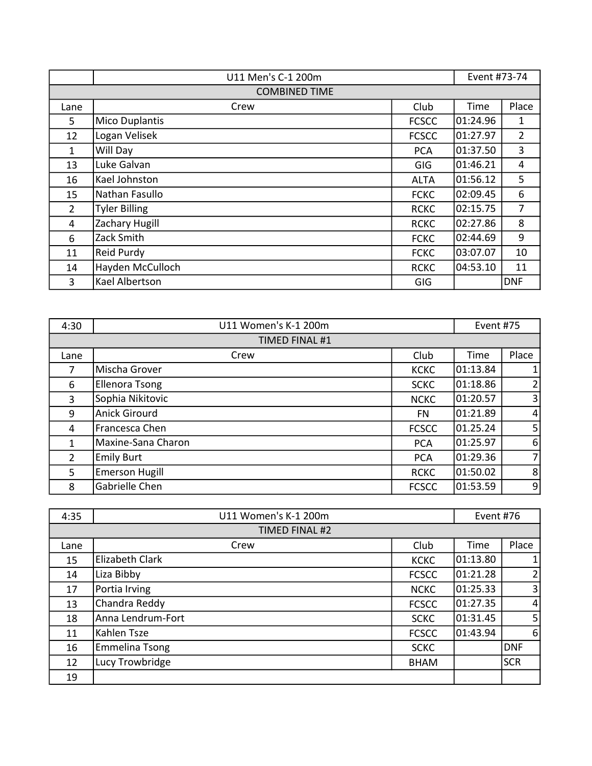| | U11 Men's C-1 200m | | Event #73-74 | |
|---|---|---|---|---|
| COMBINED TIME | | | | |
| Lane | Crew | Club | Time | Place |
| 5 | Mico Duplantis | FCSCC | 01:24.96 | 1 |
| 12 | Logan Velisek | FCSCC | 01:27.97 | 2 |
| 1 | Will Day | PCA | 01:37.50 | 3 |
| 13 | Luke Galvan | GIG | 01:46.21 | 4 |
| 16 | Kael Johnston | ALTA | 01:56.12 | 5 |
| 15 | Nathan Fasullo | FCKC | 02:09.45 | 6 |
| 2 | Tyler Billing | RCKC | 02:15.75 | 7 |
| 4 | Zachary Hugill | RCKC | 02:27.86 | 8 |
| 6 | Zack Smith | FCKC | 02:44.69 | 9 |
| 11 | Reid Purdy | FCKC | 03:07.07 | 10 |
| 14 | Hayden McCulloch | RCKC | 04:53.10 | 11 |
| 3 | Kael Albertson | GIG | | DNF |

| 4:30 | U11 Women's K-1 200m | | Event #75 | |
|---|---|---|---|---|
| TIMED FINAL #1 | | | | |
| Lane | Crew | Club | Time | Place |
| 7 | Mischa Grover | KCKC | 01:13.84 | 1 |
| 6 | Ellenora Tsong | SCKC | 01:18.86 | 2 |
| 3 | Sophia Nikitovic | NCKC | 01:20.57 | 3 |
| 9 | Anick Girourd | FN | 01:21.89 | 4 |
| 4 | Francesca Chen | FCSCC | 01.25.24 | 5 |
| 1 | Maxine-Sana Charon | PCA | 01:25.97 | 6 |
| 2 | Emily Burt | PCA | 01:29.36 | 7 |
| 5 | Emerson Hugill | RCKC | 01:50.02 | 8 |
| 8 | Gabrielle Chen | FCSCC | 01:53.59 | 9 |

| 4:35 | U11 Women's K-1 200m | | Event #76 | |
|---|---|---|---|---|
| TIMED FINAL #2 | | | | |
| Lane | Crew | Club | Time | Place |
| 15 | Elizabeth Clark | KCKC | 01:13.80 | 1 |
| 14 | Liza Bibby | FCSCC | 01:21.28 | 2 |
| 17 | Portia Irving | NCKC | 01:25.33 | 3 |
| 13 | Chandra Reddy | FCSCC | 01:27.35 | 4 |
| 18 | Anna Lendrum-Fort | SCKC | 01:31.45 | 5 |
| 11 | Kahlen Tsze | FCSCC | 01:43.94 | 6 |
| 16 | Emmelina Tsong | SCKC | | DNF |
| 12 | Lucy Trowbridge | BHAM | | SCR |
| 19 | | | | |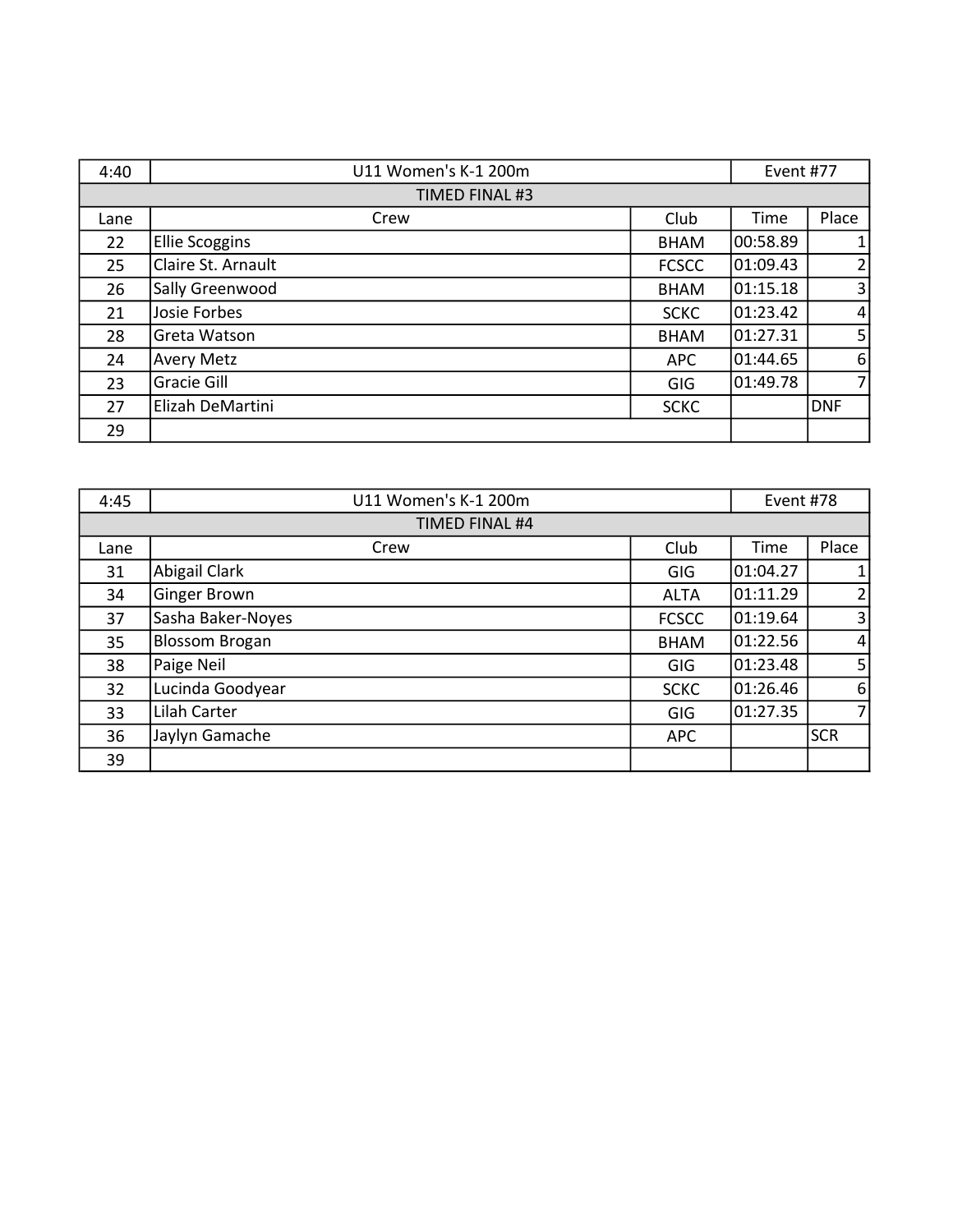| 4:40 | U11 Women's K-1 200m | | Event #77 | |
|---|---|---|---|---|
| TIMED FINAL #3 | | | | |
| Lane | Crew | Club | Time | Place |
| 22 | Ellie Scoggins | BHAM | 00:58.89 | 1 |
| 25 | Claire St. Arnault | FCSCC | 01:09.43 | 2 |
| 26 | Sally Greenwood | BHAM | 01:15.18 | 3 |
| 21 | Josie Forbes | SCKC | 01:23.42 | 4 |
| 28 | Greta Watson | BHAM | 01:27.31 | 5 |
| 24 | Avery Metz | APC | 01:44.65 | 6 |
| 23 | Gracie Gill | GIG | 01:49.78 | 7 |
| 27 | Elizah DeMartini | SCKC | | DNF |
| 29 | | | | |

| 4:45 | U11 Women's K-1 200m | | Event #78 | |
|---|---|---|---|---|
| TIMED FINAL #4 | | | | |
| Lane | Crew | Club | Time | Place |
| 31 | Abigail Clark | GIG | 01:04.27 | 1 |
| 34 | Ginger Brown | ALTA | 01:11.29 | 2 |
| 37 | Sasha Baker-Noyes | FCSCC | 01:19.64 | 3 |
| 35 | Blossom Brogan | BHAM | 01:22.56 | 4 |
| 38 | Paige Neil | GIG | 01:23.48 | 5 |
| 32 | Lucinda Goodyear | SCKC | 01:26.46 | 6 |
| 33 | Lilah Carter | GIG | 01:27.35 | 7 |
| 36 | Jaylyn Gamache | APC | | SCR |
| 39 | | | | |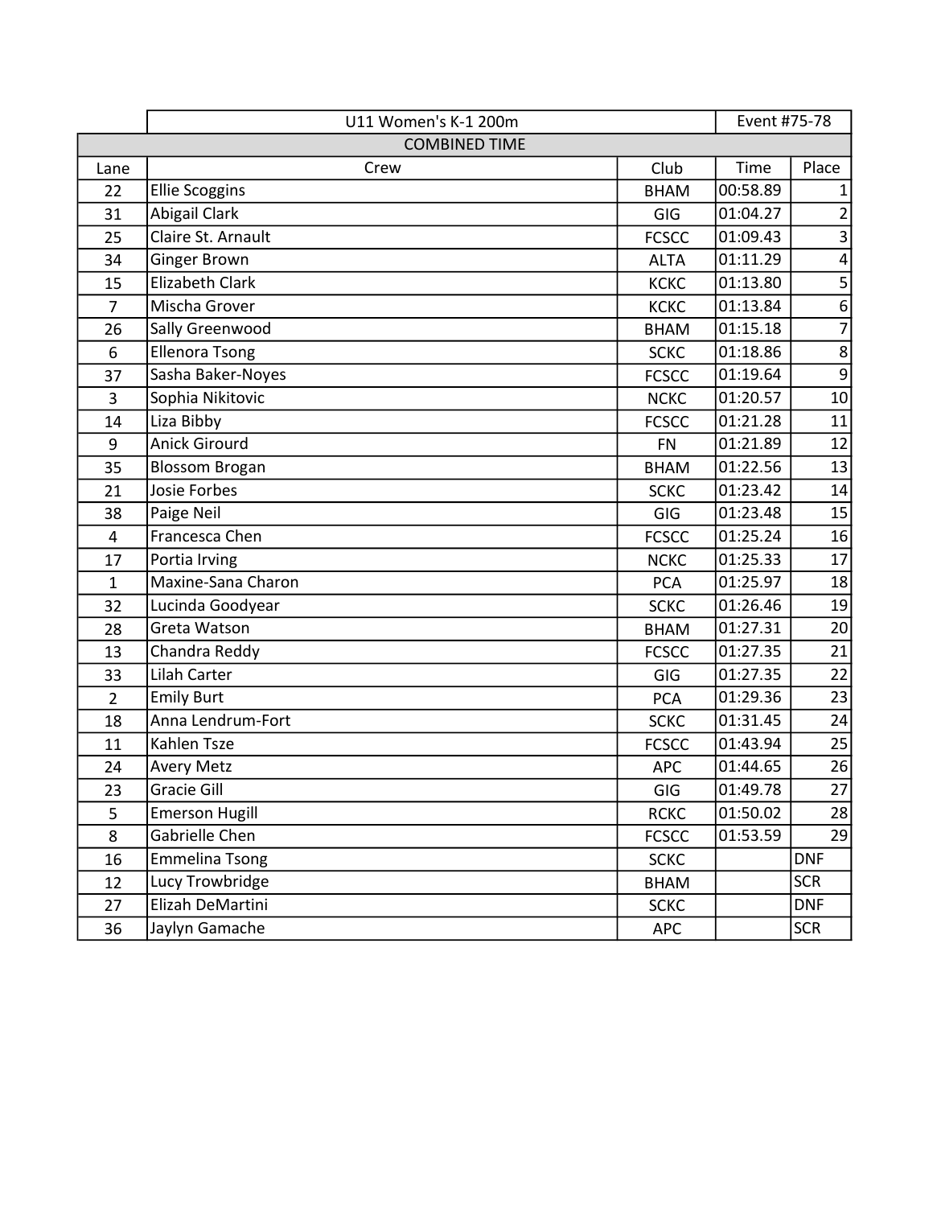| | U11 Women's K-1 200m | | Event #75-78 | |
|---|---|---|---|---|
| COMBINED TIME | | | | |
| Lane | Crew | Club | Time | Place |
| 22 | Ellie Scoggins | BHAM | 00:58.89 | 1 |
| 31 | Abigail Clark | GIG | 01:04.27 | 2 |
| 25 | Claire St. Arnault | FCSCC | 01:09.43 | 3 |
| 34 | Ginger Brown | ALTA | 01:11.29 | 4 |
| 15 | Elizabeth Clark | KCKC | 01:13.80 | 5 |
| 7 | Mischa Grover | KCKC | 01:13.84 | 6 |
| 26 | Sally Greenwood | BHAM | 01:15.18 | 7 |
| 6 | Ellenora Tsong | SCKC | 01:18.86 | 8 |
| 37 | Sasha Baker-Noyes | FCSCC | 01:19.64 | 9 |
| 3 | Sophia Nikitovic | NCKC | 01:20.57 | 10 |
| 14 | Liza Bibby | FCSCC | 01:21.28 | 11 |
| 9 | Anick Girourd | FN | 01:21.89 | 12 |
| 35 | Blossom Brogan | BHAM | 01:22.56 | 13 |
| 21 | Josie Forbes | SCKC | 01:23.42 | 14 |
| 38 | Paige Neil | GIG | 01:23.48 | 15 |
| 4 | Francesca Chen | FCSCC | 01:25.24 | 16 |
| 17 | Portia Irving | NCKC | 01:25.33 | 17 |
| 1 | Maxine-Sana Charon | PCA | 01:25.97 | 18 |
| 32 | Lucinda Goodyear | SCKC | 01:26.46 | 19 |
| 28 | Greta Watson | BHAM | 01:27.31 | 20 |
| 13 | Chandra Reddy | FCSCC | 01:27.35 | 21 |
| 33 | Lilah Carter | GIG | 01:27.35 | 22 |
| 2 | Emily Burt | PCA | 01:29.36 | 23 |
| 18 | Anna Lendrum-Fort | SCKC | 01:31.45 | 24 |
| 11 | Kahlen Tsze | FCSCC | 01:43.94 | 25 |
| 24 | Avery Metz | APC | 01:44.65 | 26 |
| 23 | Gracie Gill | GIG | 01:49.78 | 27 |
| 5 | Emerson Hugill | RCKC | 01:50.02 | 28 |
| 8 | Gabrielle Chen | FCSCC | 01:53.59 | 29 |
| 16 | Emmelina Tsong | SCKC | | DNF |
| 12 | Lucy Trowbridge | BHAM | | SCR |
| 27 | Elizah DeMartini | SCKC | | DNF |
| 36 | Jaylyn Gamache | APC | | SCR |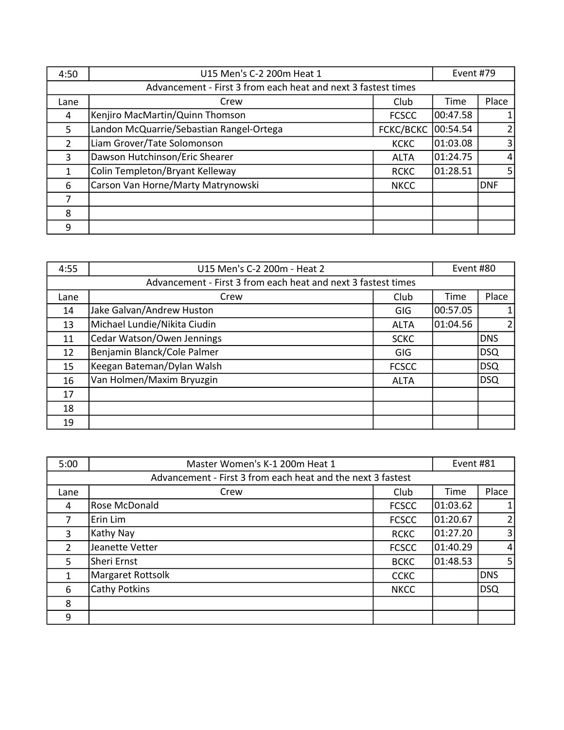| 4:50 | U15 Men's C-2 200m Heat 1 | | Event #79 | |
|---|---|---|---|---|
| Advancement - First 3 from each heat and next 3 fastest times | | | | |
| Lane | Crew | Club | Time | Place |
| 4 | Kenjiro MacMartin/Quinn Thomson | FCSCC | 00:47.58 | 1 |
| 5 | Landon McQuarrie/Sebastian Rangel-Ortega | FCKC/BCKC | 00:54.54 | 2 |
| 2 | Liam Grover/Tate Solomonson | KCKC | 01:03.08 | 3 |
| 3 | Dawson Hutchinson/Eric Shearer | ALTA | 01:24.75 | 4 |
| 1 | Colin Templeton/Bryant Kelleway | RCKC | 01:28.51 | 5 |
| 6 | Carson Van Horne/Marty Matrynowski | NKCC | | DNF |
| 7 | | | | |
| 8 | | | | |
| 9 | | | | |

| 4:55 | U15 Men's C-2 200m - Heat 2 | | Event #80 | |
|---|---|---|---|---|
| Advancement - First 3 from each heat and next 3 fastest times | | | | |
| Lane | Crew | Club | Time | Place |
| 14 | Jake Galvan/Andrew Huston | GIG | 00:57.05 | 1 |
| 13 | Michael Lundie/Nikita Ciudin | ALTA | 01:04.56 | 2 |
| 11 | Cedar Watson/Owen Jennings | SCKC | | DNS |
| 12 | Benjamin Blanck/Cole Palmer | GIG | | DSQ |
| 15 | Keegan Bateman/Dylan Walsh | FCSCC | | DSQ |
| 16 | Van Holmen/Maxim Bryuzgin | ALTA | | DSQ |
| 17 | | | | |
| 18 | | | | |
| 19 | | | | |

| 5:00 | Master Women's K-1 200m Heat 1 | | Event #81 | |
|---|---|---|---|---|
| Advancement - First 3 from each heat and the next 3 fastest | | | | |
| Lane | Crew | Club | Time | Place |
| 4 | Rose McDonald | FCSCC | 01:03.62 | 1 |
| 7 | Erin Lim | FCSCC | 01:20.67 | 2 |
| 3 | Kathy Nay | RCKC | 01:27.20 | 3 |
| 2 | Jeanette Vetter | FCSCC | 01:40.29 | 4 |
| 5 | Sheri Ernst | BCKC | 01:48.53 | 5 |
| 1 | Margaret Rottsolk | CCKC | | DNS |
| 6 | Cathy Potkins | NKCC | | DSQ |
| 8 | | | | |
| 9 | | | | |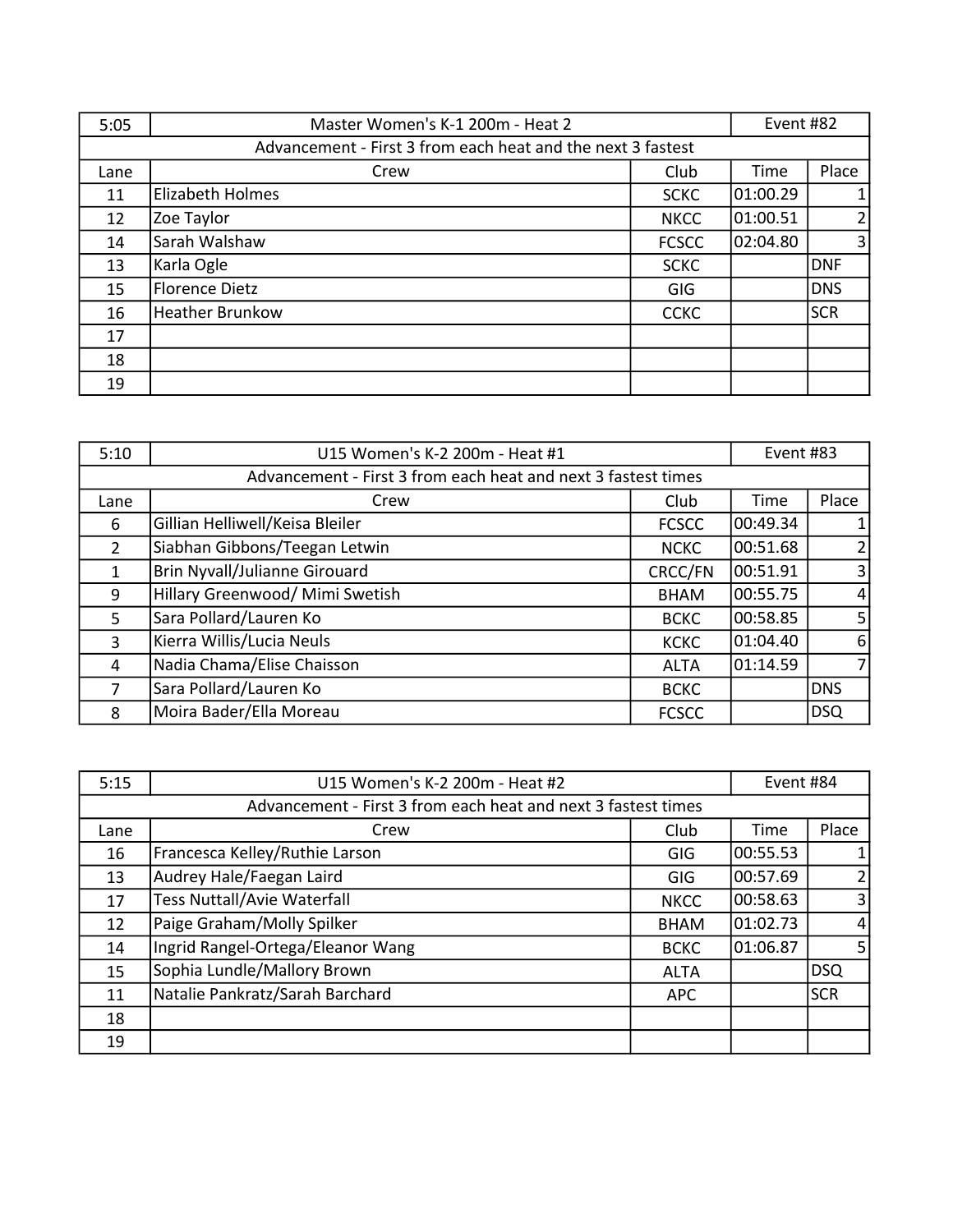| 5:05 | Master Women's K-1 200m - Heat 2 | | Event #82 | |
|---|---|---|---|---|
| Advancement - First 3 from each heat and the next 3 fastest | | | | |
| Lane | Crew | Club | Time | Place |
| 11 | Elizabeth Holmes | SCKC | 01:00.29 | 1 |
| 12 | Zoe Taylor | NKCC | 01:00.51 | 2 |
| 14 | Sarah Walshaw | FCSCC | 02:04.80 | 3 |
| 13 | Karla Ogle | SCKC | | DNF |
| 15 | Florence Dietz | GIG | | DNS |
| 16 | Heather Brunkow | CCKC | | SCR |
| 17 | | | | |
| 18 | | | | |
| 19 | | | | |

| 5:10 | U15 Women's K-2 200m - Heat #1 | | Event #83 | |
|---|---|---|---|---|
| Advancement - First 3 from each heat and next 3 fastest times | | | | |
| Lane | Crew | Club | Time | Place |
| 6 | Gillian Helliwell/Keisa Bleiler | FCSCC | 00:49.34 | 1 |
| 2 | Siabhan Gibbons/Teegan Letwin | NCKC | 00:51.68 | 2 |
| 1 | Brin Nyvall/Julianne Girouard | CRCC/FN | 00:51.91 | 3 |
| 9 | Hillary Greenwood/ Mimi Swetish | BHAM | 00:55.75 | 4 |
| 5 | Sara Pollard/Lauren Ko | BCKC | 00:58.85 | 5 |
| 3 | Kierra Willis/Lucia Neuls | KCKC | 01:04.40 | 6 |
| 4 | Nadia Chama/Elise Chaisson | ALTA | 01:14.59 | 7 |
| 7 | Sara Pollard/Lauren Ko | BCKC | | DNS |
| 8 | Moira Bader/Ella Moreau | FCSCC | | DSQ |

| 5:15 | U15 Women's K-2 200m - Heat #2 | | Event #84 | |
|---|---|---|---|---|
| Advancement - First 3 from each heat and next 3 fastest times | | | | |
| Lane | Crew | Club | Time | Place |
| 16 | Francesca Kelley/Ruthie Larson | GIG | 00:55.53 | 1 |
| 13 | Audrey Hale/Faegan Laird | GIG | 00:57.69 | 2 |
| 17 | Tess Nuttall/Avie Waterfall | NKCC | 00:58.63 | 3 |
| 12 | Paige Graham/Molly Spilker | BHAM | 01:02.73 | 4 |
| 14 | Ingrid Rangel-Ortega/Eleanor Wang | BCKC | 01:06.87 | 5 |
| 15 | Sophia Lundle/Mallory Brown | ALTA | | DSQ |
| 11 | Natalie Pankratz/Sarah Barchard | APC | | SCR |
| 18 | | | | |
| 19 | | | | |